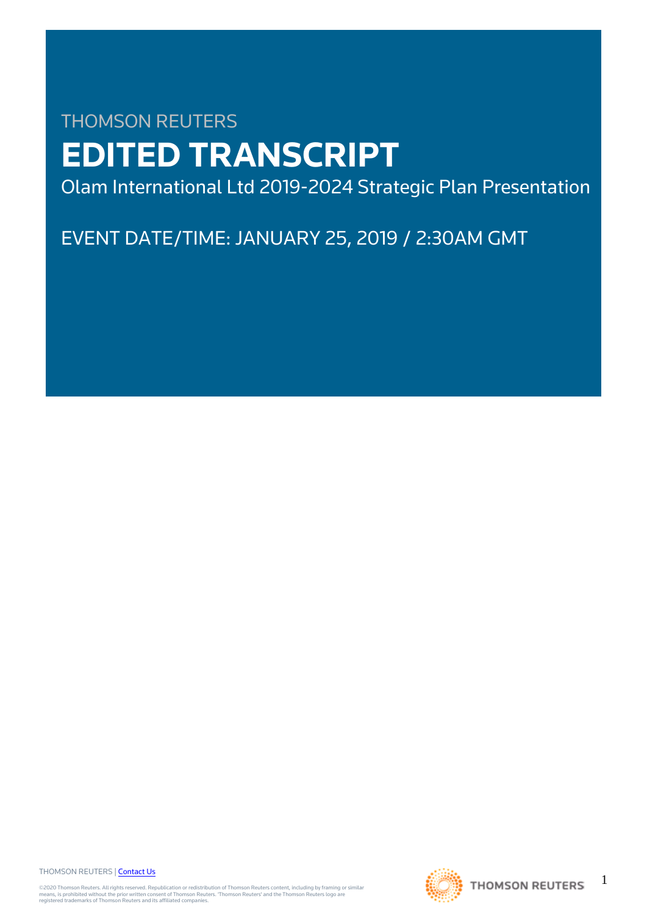THOMSON REUTERS

# EDITED TRANSCRIPT

Olam International Ltd 2019-2024 Strategic Plan Presentation

EVENT DATE/TIME: JANUARY 25, 2019 / 2:30AM GMT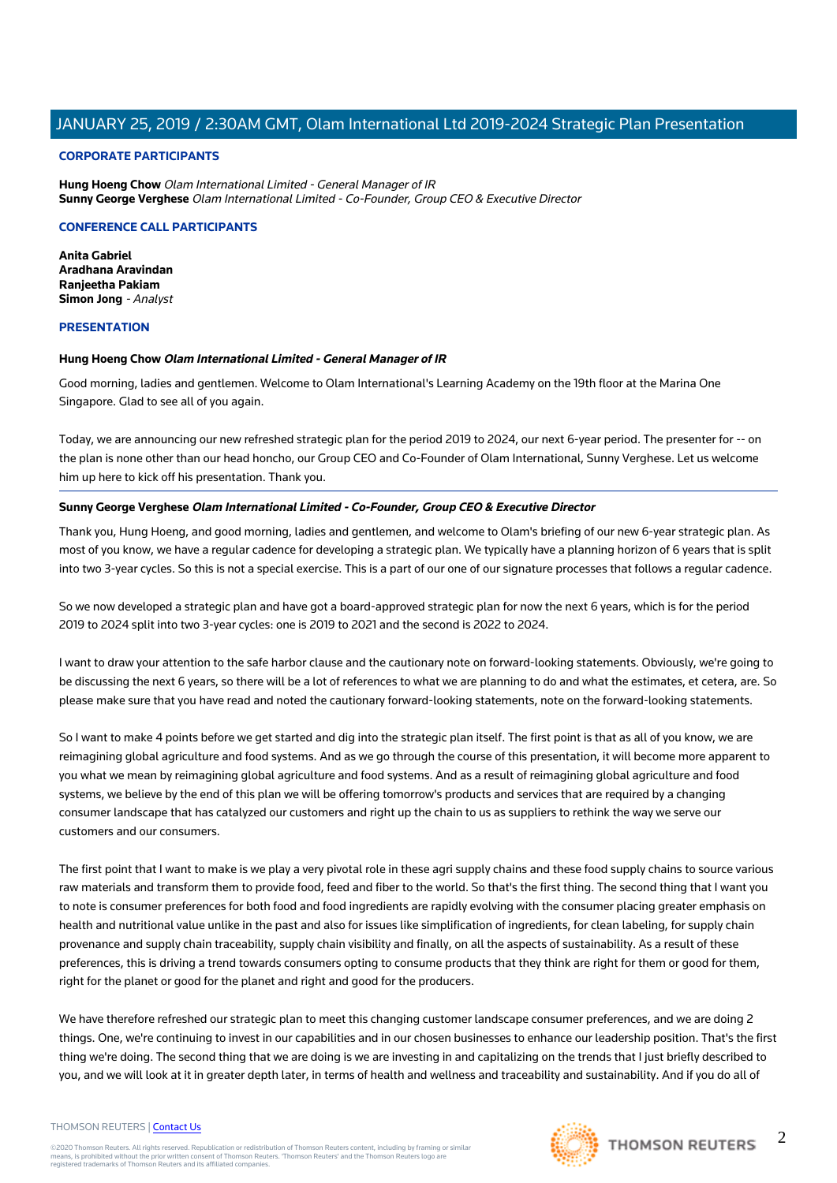**CORPORATE PARTICIPANTS**

**Hung Hoeng Chow** *Olam International Limited - General Manager of IR*
**Sunny George Verghese** *Olam International Limited - Co-Founder, Group CEO & Executive Director*

**CONFERENCE CALL PARTICIPANTS**

**Anita Gabriel**
**Aradhana Aravindan**
**Ranjeetha Pakiam**
**Simon Jong** *- Analyst*

**PRESENTATION**

**Hung Hoeng Chow** ***Olam International Limited - General Manager of IR***

Good morning, ladies and gentlemen. Welcome to Olam International's Learning Academy on the 19th floor at the Marina One Singapore. Glad to see all of you again.

Today, we are announcing our new refreshed strategic plan for the period 2019 to 2024, our next 6-year period. The presenter for -- on the plan is none other than our head honcho, our Group CEO and Co-Founder of Olam International, Sunny Verghese. Let us welcome him up here to kick off his presentation. Thank you.

**Sunny George Verghese** ***Olam International Limited - Co-Founder, Group CEO & Executive Director***

Thank you, Hung Hoeng, and good morning, ladies and gentlemen, and welcome to Olam's briefing of our new 6-year strategic plan. As most of you know, we have a regular cadence for developing a strategic plan. We typically have a planning horizon of 6 years that is split into two 3-year cycles. So this is not a special exercise. This is a part of our one of our signature processes that follows a regular cadence.

So we now developed a strategic plan and have got a board-approved strategic plan for now the next 6 years, which is for the period 2019 to 2024 split into two 3-year cycles: one is 2019 to 2021 and the second is 2022 to 2024.

I want to draw your attention to the safe harbor clause and the cautionary note on forward-looking statements. Obviously, we're going to be discussing the next 6 years, so there will be a lot of references to what we are planning to do and what the estimates, et cetera, are. So please make sure that you have read and noted the cautionary forward-looking statements, note on the forward-looking statements.

So I want to make 4 points before we get started and dig into the strategic plan itself. The first point is that as all of you know, we are reimagining global agriculture and food systems. And as we go through the course of this presentation, it will become more apparent to you what we mean by reimagining global agriculture and food systems. And as a result of reimagining global agriculture and food systems, we believe by the end of this plan we will be offering tomorrow's products and services that are required by a changing consumer landscape that has catalyzed our customers and right up the chain to us as suppliers to rethink the way we serve our customers and our consumers.

The first point that I want to make is we play a very pivotal role in these agri supply chains and these food supply chains to source various raw materials and transform them to provide food, feed and fiber to the world. So that's the first thing. The second thing that I want you to note is consumer preferences for both food and food ingredients are rapidly evolving with the consumer placing greater emphasis on health and nutritional value unlike in the past and also for issues like simplification of ingredients, for clean labeling, for supply chain provenance and supply chain traceability, supply chain visibility and finally, on all the aspects of sustainability. As a result of these preferences, this is driving a trend towards consumers opting to consume products that they think are right for them or good for them, right for the planet or good for the planet and right and good for the producers.

We have therefore refreshed our strategic plan to meet this changing customer landscape consumer preferences, and we are doing 2 things. One, we're continuing to invest in our capabilities and in our chosen businesses to enhance our leadership position. That's the first thing we're doing. The second thing that we are doing is we are investing in and capitalizing on the trends that I just briefly described to you, and we will look at it in greater depth later, in terms of health and wellness and traceability and sustainability. And if you do all of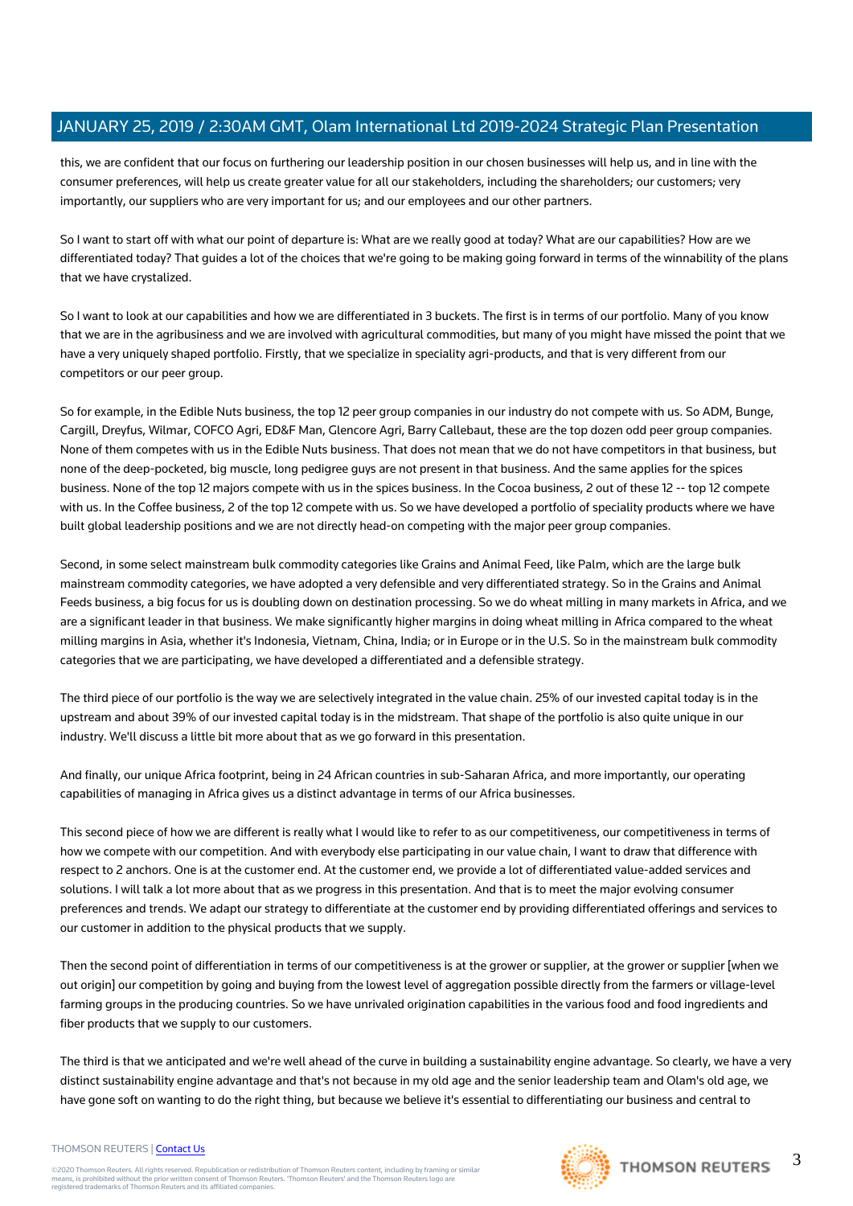this, we are confident that our focus on furthering our leadership position in our chosen businesses will help us, and in line with the consumer preferences, will help us create greater value for all our stakeholders, including the shareholders; our customers; very importantly, our suppliers who are very important for us; and our employees and our other partners.

So I want to start off with what our point of departure is: What are we really good at today? What are our capabilities? How are we differentiated today? That guides a lot of the choices that we're going to be making going forward in terms of the winnability of the plans that we have crystalized.

So I want to look at our capabilities and how we are differentiated in 3 buckets. The first is in terms of our portfolio. Many of you know that we are in the agribusiness and we are involved with agricultural commodities, but many of you might have missed the point that we have a very uniquely shaped portfolio. Firstly, that we specialize in speciality agri-products, and that is very different from our competitors or our peer group.

So for example, in the Edible Nuts business, the top 12 peer group companies in our industry do not compete with us. So ADM, Bunge, Cargill, Dreyfus, Wilmar, COFCO Agri, ED&F Man, Glencore Agri, Barry Callebaut, these are the top dozen odd peer group companies. None of them competes with us in the Edible Nuts business. That does not mean that we do not have competitors in that business, but none of the deep-pocketed, big muscle, long pedigree guys are not present in that business. And the same applies for the spices business. None of the top 12 majors compete with us in the spices business. In the Cocoa business, 2 out of these 12 -- top 12 compete with us. In the Coffee business, 2 of the top 12 compete with us. So we have developed a portfolio of speciality products where we have built global leadership positions and we are not directly head-on competing with the major peer group companies.

Second, in some select mainstream bulk commodity categories like Grains and Animal Feed, like Palm, which are the large bulk mainstream commodity categories, we have adopted a very defensible and very differentiated strategy. So in the Grains and Animal Feeds business, a big focus for us is doubling down on destination processing. So we do wheat milling in many markets in Africa, and we are a significant leader in that business. We make significantly higher margins in doing wheat milling in Africa compared to the wheat milling margins in Asia, whether it's Indonesia, Vietnam, China, India; or in Europe or in the U.S. So in the mainstream bulk commodity categories that we are participating, we have developed a differentiated and a defensible strategy.

The third piece of our portfolio is the way we are selectively integrated in the value chain. 25% of our invested capital today is in the upstream and about 39% of our invested capital today is in the midstream. That shape of the portfolio is also quite unique in our industry. We'll discuss a little bit more about that as we go forward in this presentation.

And finally, our unique Africa footprint, being in 24 African countries in sub-Saharan Africa, and more importantly, our operating capabilities of managing in Africa gives us a distinct advantage in terms of our Africa businesses.

This second piece of how we are different is really what I would like to refer to as our competitiveness, our competitiveness in terms of how we compete with our competition. And with everybody else participating in our value chain, I want to draw that difference with respect to 2 anchors. One is at the customer end. At the customer end, we provide a lot of differentiated value-added services and solutions. I will talk a lot more about that as we progress in this presentation. And that is to meet the major evolving consumer preferences and trends. We adapt our strategy to differentiate at the customer end by providing differentiated offerings and services to our customer in addition to the physical products that we supply.

Then the second point of differentiation in terms of our competitiveness is at the grower or supplier, at the grower or supplier [when we out origin] our competition by going and buying from the lowest level of aggregation possible directly from the farmers or village-level farming groups in the producing countries. So we have unrivaled origination capabilities in the various food and food ingredients and fiber products that we supply to our customers.

The third is that we anticipated and we're well ahead of the curve in building a sustainability engine advantage. So clearly, we have a very distinct sustainability engine advantage and that's not because in my old age and the senior leadership team and Olam's old age, we have gone soft on wanting to do the right thing, but because we believe it's essential to differentiating our business and central to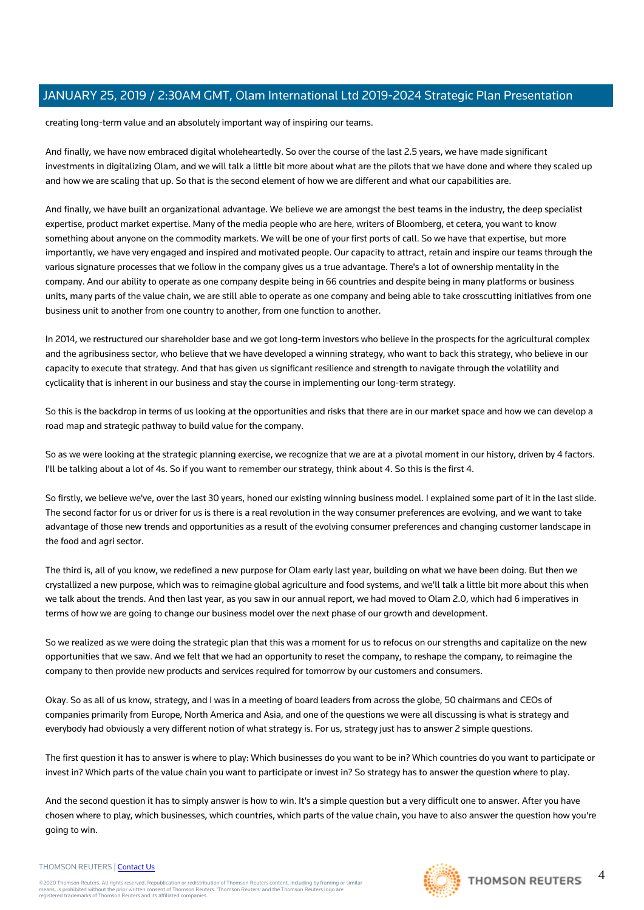creating long-term value and an absolutely important way of inspiring our teams.

And finally, we have now embraced digital wholeheartedly. So over the course of the last 2.5 years, we have made significant investments in digitalizing Olam, and we will talk a little bit more about what are the pilots that we have done and where they scaled up and how we are scaling that up. So that is the second element of how we are different and what our capabilities are.

And finally, we have built an organizational advantage. We believe we are amongst the best teams in the industry, the deep specialist expertise, product market expertise. Many of the media people who are here, writers of Bloomberg, et cetera, you want to know something about anyone on the commodity markets. We will be one of your first ports of call. So we have that expertise, but more importantly, we have very engaged and inspired and motivated people. Our capacity to attract, retain and inspire our teams through the various signature processes that we follow in the company gives us a true advantage. There's a lot of ownership mentality in the company. And our ability to operate as one company despite being in 66 countries and despite being in many platforms or business units, many parts of the value chain, we are still able to operate as one company and being able to take crosscutting initiatives from one business unit to another from one country to another, from one function to another.

In 2014, we restructured our shareholder base and we got long-term investors who believe in the prospects for the agricultural complex and the agribusiness sector, who believe that we have developed a winning strategy, who want to back this strategy, who believe in our capacity to execute that strategy. And that has given us significant resilience and strength to navigate through the volatility and cyclicality that is inherent in our business and stay the course in implementing our long-term strategy.

So this is the backdrop in terms of us looking at the opportunities and risks that there are in our market space and how we can develop a road map and strategic pathway to build value for the company.

So as we were looking at the strategic planning exercise, we recognize that we are at a pivotal moment in our history, driven by 4 factors. I'll be talking about a lot of 4s. So if you want to remember our strategy, think about 4. So this is the first 4.

So firstly, we believe we've, over the last 30 years, honed our existing winning business model. I explained some part of it in the last slide. The second factor for us or driver for us is there is a real revolution in the way consumer preferences are evolving, and we want to take advantage of those new trends and opportunities as a result of the evolving consumer preferences and changing customer landscape in the food and agri sector.

The third is, all of you know, we redefined a new purpose for Olam early last year, building on what we have been doing. But then we crystallized a new purpose, which was to reimagine global agriculture and food systems, and we'll talk a little bit more about this when we talk about the trends. And then last year, as you saw in our annual report, we had moved to Olam 2.0, which had 6 imperatives in terms of how we are going to change our business model over the next phase of our growth and development.

So we realized as we were doing the strategic plan that this was a moment for us to refocus on our strengths and capitalize on the new opportunities that we saw. And we felt that we had an opportunity to reset the company, to reshape the company, to reimagine the company to then provide new products and services required for tomorrow by our customers and consumers.

Okay. So as all of us know, strategy, and I was in a meeting of board leaders from across the globe, 50 chairmans and CEOs of companies primarily from Europe, North America and Asia, and one of the questions we were all discussing is what is strategy and everybody had obviously a very different notion of what strategy is. For us, strategy just has to answer 2 simple questions.

The first question it has to answer is where to play: Which businesses do you want to be in? Which countries do you want to participate or invest in? Which parts of the value chain you want to participate or invest in? So strategy has to answer the question where to play.

And the second question it has to simply answer is how to win. It's a simple question but a very difficult one to answer. After you have chosen where to play, which businesses, which countries, which parts of the value chain, you have to also answer the question how you're going to win.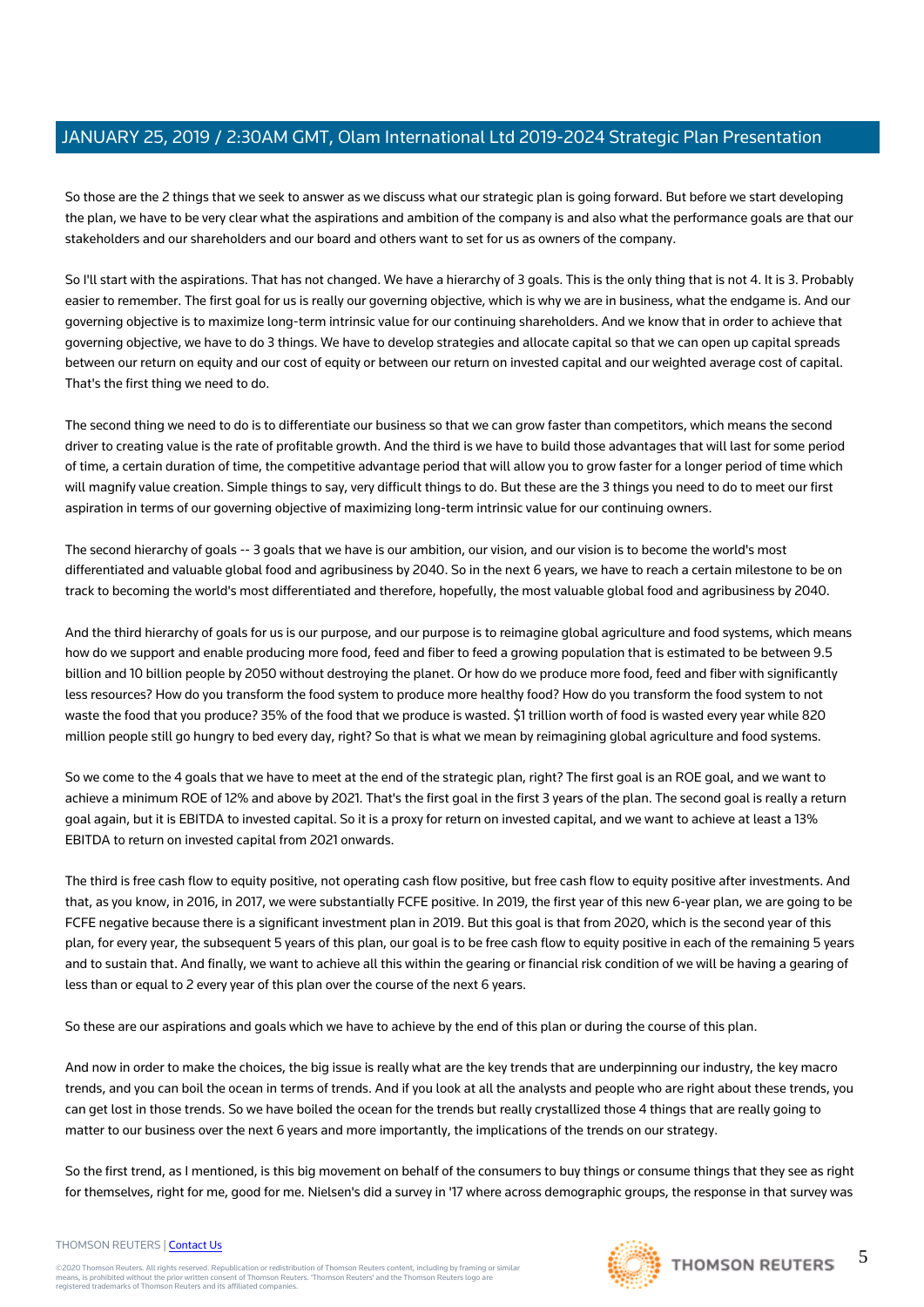So those are the 2 things that we seek to answer as we discuss what our strategic plan is going forward. But before we start developing the plan, we have to be very clear what the aspirations and ambition of the company is and also what the performance goals are that our stakeholders and our shareholders and our board and others want to set for us as owners of the company.

So I'll start with the aspirations. That has not changed. We have a hierarchy of 3 goals. This is the only thing that is not 4. It is 3. Probably easier to remember. The first goal for us is really our governing objective, which is why we are in business, what the endgame is. And our governing objective is to maximize long-term intrinsic value for our continuing shareholders. And we know that in order to achieve that governing objective, we have to do 3 things. We have to develop strategies and allocate capital so that we can open up capital spreads between our return on equity and our cost of equity or between our return on invested capital and our weighted average cost of capital. That's the first thing we need to do.

The second thing we need to do is to differentiate our business so that we can grow faster than competitors, which means the second driver to creating value is the rate of profitable growth. And the third is we have to build those advantages that will last for some period of time, a certain duration of time, the competitive advantage period that will allow you to grow faster for a longer period of time which will magnify value creation. Simple things to say, very difficult things to do. But these are the 3 things you need to do to meet our first aspiration in terms of our governing objective of maximizing long-term intrinsic value for our continuing owners.

The second hierarchy of goals -- 3 goals that we have is our ambition, our vision, and our vision is to become the world's most differentiated and valuable global food and agribusiness by 2040. So in the next 6 years, we have to reach a certain milestone to be on track to becoming the world's most differentiated and therefore, hopefully, the most valuable global food and agribusiness by 2040.

And the third hierarchy of goals for us is our purpose, and our purpose is to reimagine global agriculture and food systems, which means how do we support and enable producing more food, feed and fiber to feed a growing population that is estimated to be between 9.5 billion and 10 billion people by 2050 without destroying the planet. Or how do we produce more food, feed and fiber with significantly less resources? How do you transform the food system to produce more healthy food? How do you transform the food system to not waste the food that you produce? 35% of the food that we produce is wasted. $1 trillion worth of food is wasted every year while 820 million people still go hungry to bed every day, right? So that is what we mean by reimagining global agriculture and food systems.

So we come to the 4 goals that we have to meet at the end of the strategic plan, right? The first goal is an ROE goal, and we want to achieve a minimum ROE of 12% and above by 2021. That's the first goal in the first 3 years of the plan. The second goal is really a return goal again, but it is EBITDA to invested capital. So it is a proxy for return on invested capital, and we want to achieve at least a 13% EBITDA to return on invested capital from 2021 onwards.

The third is free cash flow to equity positive, not operating cash flow positive, but free cash flow to equity positive after investments. And that, as you know, in 2016, in 2017, we were substantially FCFE positive. In 2019, the first year of this new 6-year plan, we are going to be FCFE negative because there is a significant investment plan in 2019. But this goal is that from 2020, which is the second year of this plan, for every year, the subsequent 5 years of this plan, our goal is to be free cash flow to equity positive in each of the remaining 5 years and to sustain that. And finally, we want to achieve all this within the gearing or financial risk condition of we will be having a gearing of less than or equal to 2 every year of this plan over the course of the next 6 years.

So these are our aspirations and goals which we have to achieve by the end of this plan or during the course of this plan.

And now in order to make the choices, the big issue is really what are the key trends that are underpinning our industry, the key macro trends, and you can boil the ocean in terms of trends. And if you look at all the analysts and people who are right about these trends, you can get lost in those trends. So we have boiled the ocean for the trends but really crystallized those 4 things that are really going to matter to our business over the next 6 years and more importantly, the implications of the trends on our strategy.

So the first trend, as I mentioned, is this big movement on behalf of the consumers to buy things or consume things that they see as right for themselves, right for me, good for me. Nielsen's did a survey in '17 where across demographic groups, the response in that survey was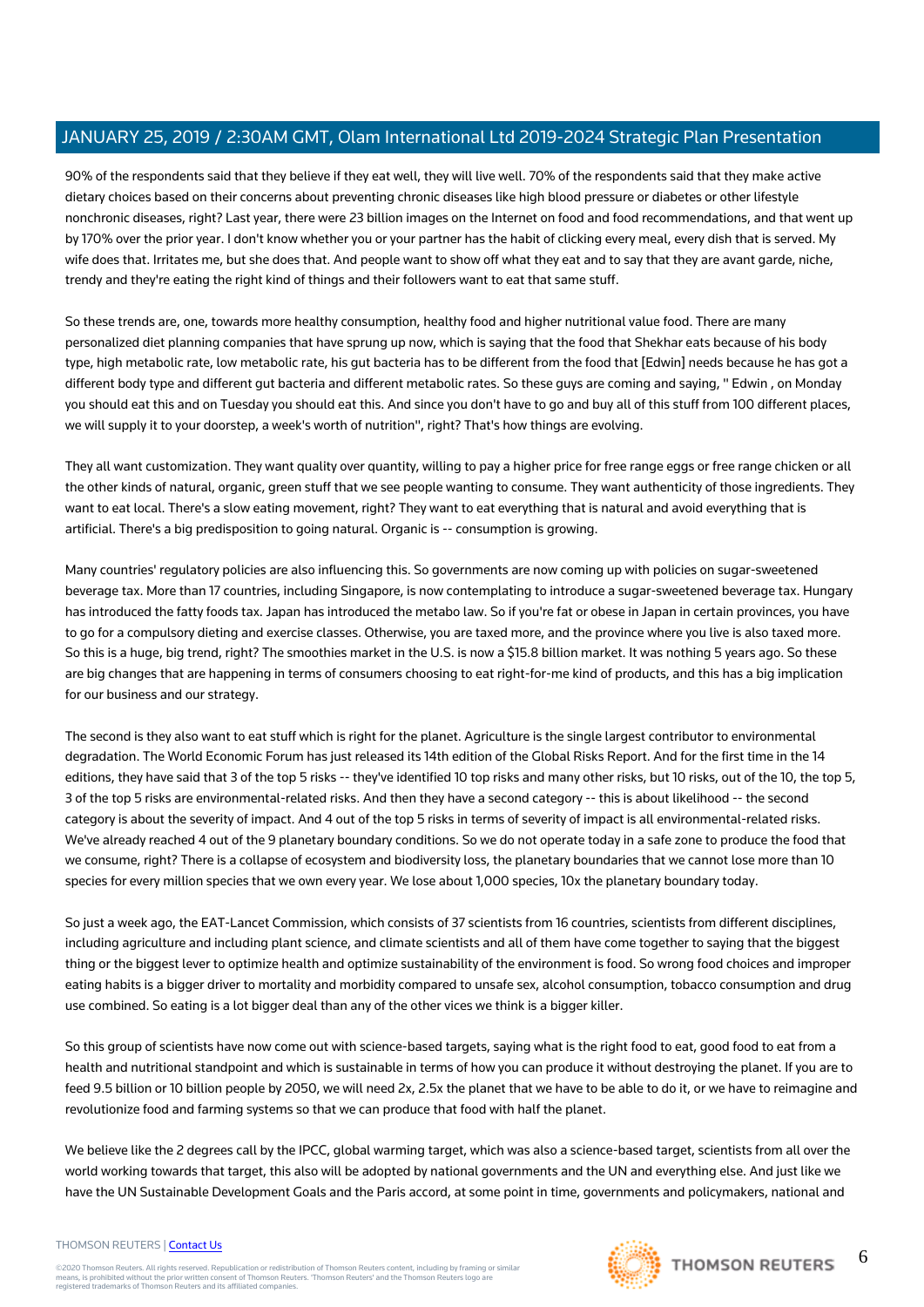90% of the respondents said that they believe if they eat well, they will live well. 70% of the respondents said that they make active dietary choices based on their concerns about preventing chronic diseases like high blood pressure or diabetes or other lifestyle nonchronic diseases, right? Last year, there were 23 billion images on the Internet on food and food recommendations, and that went up by 170% over the prior year. I don't know whether you or your partner has the habit of clicking every meal, every dish that is served. My wife does that. Irritates me, but she does that. And people want to show off what they eat and to say that they are avant garde, niche, trendy and they're eating the right kind of things and their followers want to eat that same stuff.

So these trends are, one, towards more healthy consumption, healthy food and higher nutritional value food. There are many personalized diet planning companies that have sprung up now, which is saying that the food that Shekhar eats because of his body type, high metabolic rate, low metabolic rate, his gut bacteria has to be different from the food that [Edwin] needs because he has got a different body type and different gut bacteria and different metabolic rates. So these guys are coming and saying, '' Edwin , on Monday you should eat this and on Tuesday you should eat this. And since you don't have to go and buy all of this stuff from 100 different places, we will supply it to your doorstep, a week's worth of nutrition'', right? That's how things are evolving.

They all want customization. They want quality over quantity, willing to pay a higher price for free range eggs or free range chicken or all the other kinds of natural, organic, green stuff that we see people wanting to consume. They want authenticity of those ingredients. They want to eat local. There's a slow eating movement, right? They want to eat everything that is natural and avoid everything that is artificial. There's a big predisposition to going natural. Organic is -- consumption is growing.

Many countries' regulatory policies are also influencing this. So governments are now coming up with policies on sugar-sweetened beverage tax. More than 17 countries, including Singapore, is now contemplating to introduce a sugar-sweetened beverage tax. Hungary has introduced the fatty foods tax. Japan has introduced the metabo law. So if you're fat or obese in Japan in certain provinces, you have to go for a compulsory dieting and exercise classes. Otherwise, you are taxed more, and the province where you live is also taxed more. So this is a huge, big trend, right? The smoothies market in the U.S. is now a $15.8 billion market. It was nothing 5 years ago. So these are big changes that are happening in terms of consumers choosing to eat right-for-me kind of products, and this has a big implication for our business and our strategy.

The second is they also want to eat stuff which is right for the planet. Agriculture is the single largest contributor to environmental degradation. The World Economic Forum has just released its 14th edition of the Global Risks Report. And for the first time in the 14 editions, they have said that 3 of the top 5 risks -- they've identified 10 top risks and many other risks, but 10 risks, out of the 10, the top 5, 3 of the top 5 risks are environmental-related risks. And then they have a second category -- this is about likelihood -- the second category is about the severity of impact. And 4 out of the top 5 risks in terms of severity of impact is all environmental-related risks. We've already reached 4 out of the 9 planetary boundary conditions. So we do not operate today in a safe zone to produce the food that we consume, right? There is a collapse of ecosystem and biodiversity loss, the planetary boundaries that we cannot lose more than 10 species for every million species that we own every year. We lose about 1,000 species, 10x the planetary boundary today.

So just a week ago, the EAT-Lancet Commission, which consists of 37 scientists from 16 countries, scientists from different disciplines, including agriculture and including plant science, and climate scientists and all of them have come together to saying that the biggest thing or the biggest lever to optimize health and optimize sustainability of the environment is food. So wrong food choices and improper eating habits is a bigger driver to mortality and morbidity compared to unsafe sex, alcohol consumption, tobacco consumption and drug use combined. So eating is a lot bigger deal than any of the other vices we think is a bigger killer.

So this group of scientists have now come out with science-based targets, saying what is the right food to eat, good food to eat from a health and nutritional standpoint and which is sustainable in terms of how you can produce it without destroying the planet. If you are to feed 9.5 billion or 10 billion people by 2050, we will need 2x, 2.5x the planet that we have to be able to do it, or we have to reimagine and revolutionize food and farming systems so that we can produce that food with half the planet.

We believe like the 2 degrees call by the IPCC, global warming target, which was also a science-based target, scientists from all over the world working towards that target, this also will be adopted by national governments and the UN and everything else. And just like we have the UN Sustainable Development Goals and the Paris accord, at some point in time, governments and policymakers, national and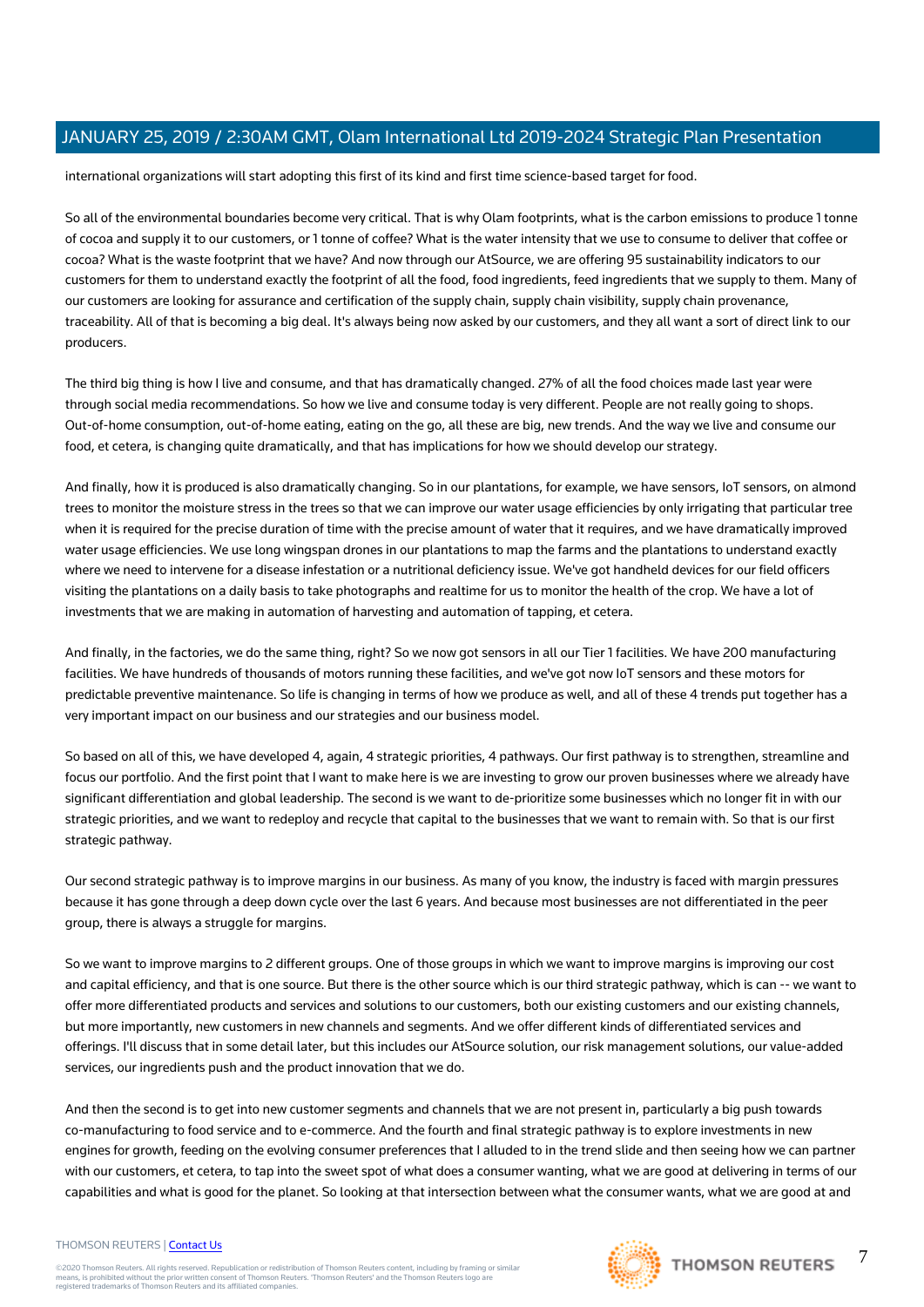international organizations will start adopting this first of its kind and first time science-based target for food.

So all of the environmental boundaries become very critical. That is why Olam footprints, what is the carbon emissions to produce 1 tonne of cocoa and supply it to our customers, or 1 tonne of coffee? What is the water intensity that we use to consume to deliver that coffee or cocoa? What is the waste footprint that we have? And now through our AtSource, we are offering 95 sustainability indicators to our customers for them to understand exactly the footprint of all the food, food ingredients, feed ingredients that we supply to them. Many of our customers are looking for assurance and certification of the supply chain, supply chain visibility, supply chain provenance, traceability. All of that is becoming a big deal. It's always being now asked by our customers, and they all want a sort of direct link to our producers.

The third big thing is how I live and consume, and that has dramatically changed. 27% of all the food choices made last year were through social media recommendations. So how we live and consume today is very different. People are not really going to shops. Out-of-home consumption, out-of-home eating, eating on the go, all these are big, new trends. And the way we live and consume our food, et cetera, is changing quite dramatically, and that has implications for how we should develop our strategy.

And finally, how it is produced is also dramatically changing. So in our plantations, for example, we have sensors, IoT sensors, on almond trees to monitor the moisture stress in the trees so that we can improve our water usage efficiencies by only irrigating that particular tree when it is required for the precise duration of time with the precise amount of water that it requires, and we have dramatically improved water usage efficiencies. We use long wingspan drones in our plantations to map the farms and the plantations to understand exactly where we need to intervene for a disease infestation or a nutritional deficiency issue. We've got handheld devices for our field officers visiting the plantations on a daily basis to take photographs and realtime for us to monitor the health of the crop. We have a lot of investments that we are making in automation of harvesting and automation of tapping, et cetera.

And finally, in the factories, we do the same thing, right? So we now got sensors in all our Tier 1 facilities. We have 200 manufacturing facilities. We have hundreds of thousands of motors running these facilities, and we've got now IoT sensors and these motors for predictable preventive maintenance. So life is changing in terms of how we produce as well, and all of these 4 trends put together has a very important impact on our business and our strategies and our business model.

So based on all of this, we have developed 4, again, 4 strategic priorities, 4 pathways. Our first pathway is to strengthen, streamline and focus our portfolio. And the first point that I want to make here is we are investing to grow our proven businesses where we already have significant differentiation and global leadership. The second is we want to de-prioritize some businesses which no longer fit in with our strategic priorities, and we want to redeploy and recycle that capital to the businesses that we want to remain with. So that is our first strategic pathway.

Our second strategic pathway is to improve margins in our business. As many of you know, the industry is faced with margin pressures because it has gone through a deep down cycle over the last 6 years. And because most businesses are not differentiated in the peer group, there is always a struggle for margins.

So we want to improve margins to 2 different groups. One of those groups in which we want to improve margins is improving our cost and capital efficiency, and that is one source. But there is the other source which is our third strategic pathway, which is can -- we want to offer more differentiated products and services and solutions to our customers, both our existing customers and our existing channels, but more importantly, new customers in new channels and segments. And we offer different kinds of differentiated services and offerings. I'll discuss that in some detail later, but this includes our AtSource solution, our risk management solutions, our value-added services, our ingredients push and the product innovation that we do.

And then the second is to get into new customer segments and channels that we are not present in, particularly a big push towards co-manufacturing to food service and to e-commerce. And the fourth and final strategic pathway is to explore investments in new engines for growth, feeding on the evolving consumer preferences that I alluded to in the trend slide and then seeing how we can partner with our customers, et cetera, to tap into the sweet spot of what does a consumer wanting, what we are good at delivering in terms of our capabilities and what is good for the planet. So looking at that intersection between what the consumer wants, what we are good at and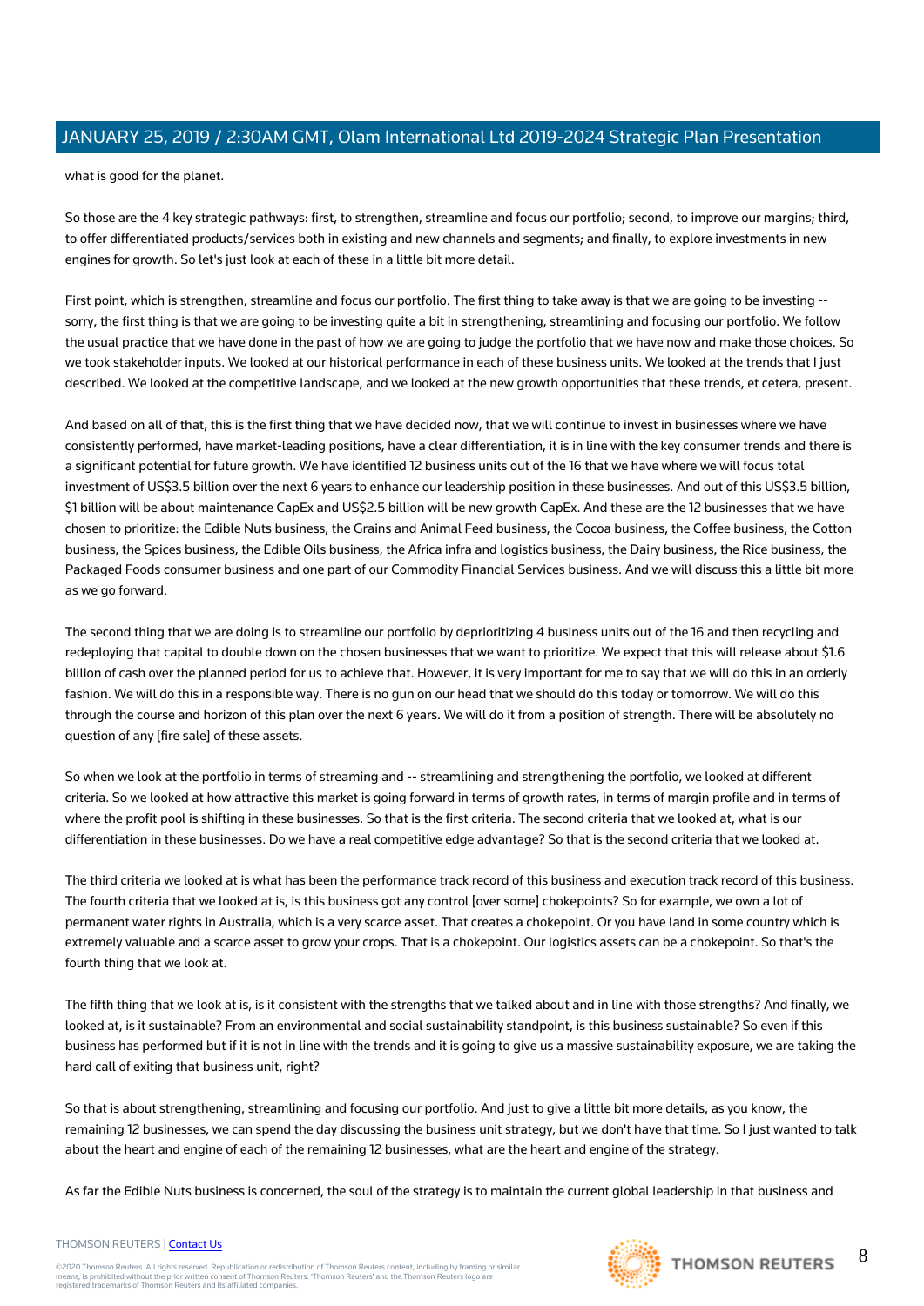what is good for the planet.

So those are the 4 key strategic pathways: first, to strengthen, streamline and focus our portfolio; second, to improve our margins; third, to offer differentiated products/services both in existing and new channels and segments; and finally, to explore investments in new engines for growth. So let's just look at each of these in a little bit more detail.

First point, which is strengthen, streamline and focus our portfolio. The first thing to take away is that we are going to be investing -- sorry, the first thing is that we are going to be investing quite a bit in strengthening, streamlining and focusing our portfolio. We follow the usual practice that we have done in the past of how we are going to judge the portfolio that we have now and make those choices. So we took stakeholder inputs. We looked at our historical performance in each of these business units. We looked at the trends that I just described. We looked at the competitive landscape, and we looked at the new growth opportunities that these trends, et cetera, present.

And based on all of that, this is the first thing that we have decided now, that we will continue to invest in businesses where we have consistently performed, have market-leading positions, have a clear differentiation, it is in line with the key consumer trends and there is a significant potential for future growth. We have identified 12 business units out of the 16 that we have where we will focus total investment of US$3.5 billion over the next 6 years to enhance our leadership position in these businesses. And out of this US$3.5 billion, $1 billion will be about maintenance CapEx and US$2.5 billion will be new growth CapEx. And these are the 12 businesses that we have chosen to prioritize: the Edible Nuts business, the Grains and Animal Feed business, the Cocoa business, the Coffee business, the Cotton business, the Spices business, the Edible Oils business, the Africa infra and logistics business, the Dairy business, the Rice business, the Packaged Foods consumer business and one part of our Commodity Financial Services business. And we will discuss this a little bit more as we go forward.

The second thing that we are doing is to streamline our portfolio by deprioritizing 4 business units out of the 16 and then recycling and redeploying that capital to double down on the chosen businesses that we want to prioritize. We expect that this will release about $1.6 billion of cash over the planned period for us to achieve that. However, it is very important for me to say that we will do this in an orderly fashion. We will do this in a responsible way. There is no gun on our head that we should do this today or tomorrow. We will do this through the course and horizon of this plan over the next 6 years. We will do it from a position of strength. There will be absolutely no question of any [fire sale] of these assets.

So when we look at the portfolio in terms of streaming and -- streamlining and strengthening the portfolio, we looked at different criteria. So we looked at how attractive this market is going forward in terms of growth rates, in terms of margin profile and in terms of where the profit pool is shifting in these businesses. So that is the first criteria. The second criteria that we looked at, what is our differentiation in these businesses. Do we have a real competitive edge advantage? So that is the second criteria that we looked at.

The third criteria we looked at is what has been the performance track record of this business and execution track record of this business. The fourth criteria that we looked at is, is this business got any control [over some] chokepoints? So for example, we own a lot of permanent water rights in Australia, which is a very scarce asset. That creates a chokepoint. Or you have land in some country which is extremely valuable and a scarce asset to grow your crops. That is a chokepoint. Our logistics assets can be a chokepoint. So that's the fourth thing that we look at.

The fifth thing that we look at is, is it consistent with the strengths that we talked about and in line with those strengths? And finally, we looked at, is it sustainable? From an environmental and social sustainability standpoint, is this business sustainable? So even if this business has performed but if it is not in line with the trends and it is going to give us a massive sustainability exposure, we are taking the hard call of exiting that business unit, right?

So that is about strengthening, streamlining and focusing our portfolio. And just to give a little bit more details, as you know, the remaining 12 businesses, we can spend the day discussing the business unit strategy, but we don't have that time. So I just wanted to talk about the heart and engine of each of the remaining 12 businesses, what are the heart and engine of the strategy.

As far the Edible Nuts business is concerned, the soul of the strategy is to maintain the current global leadership in that business and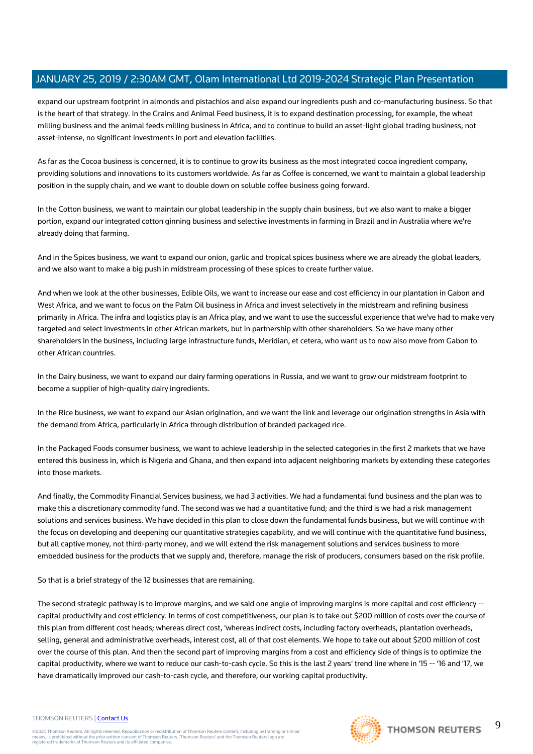expand our upstream footprint in almonds and pistachios and also expand our ingredients push and co-manufacturing business. So that is the heart of that strategy. In the Grains and Animal Feed business, it is to expand destination processing, for example, the wheat milling business and the animal feeds milling business in Africa, and to continue to build an asset-light global trading business, not asset-intense, no significant investments in port and elevation facilities.

As far as the Cocoa business is concerned, it is to continue to grow its business as the most integrated cocoa ingredient company, providing solutions and innovations to its customers worldwide. As far as Coffee is concerned, we want to maintain a global leadership position in the supply chain, and we want to double down on soluble coffee business going forward.

In the Cotton business, we want to maintain our global leadership in the supply chain business, but we also want to make a bigger portion, expand our integrated cotton ginning business and selective investments in farming in Brazil and in Australia where we're already doing that farming.

And in the Spices business, we want to expand our onion, garlic and tropical spices business where we are already the global leaders, and we also want to make a big push in midstream processing of these spices to create further value.

And when we look at the other businesses, Edible Oils, we want to increase our ease and cost efficiency in our plantation in Gabon and West Africa, and we want to focus on the Palm Oil business in Africa and invest selectively in the midstream and refining business primarily in Africa. The infra and logistics play is an Africa play, and we want to use the successful experience that we've had to make very targeted and select investments in other African markets, but in partnership with other shareholders. So we have many other shareholders in the business, including large infrastructure funds, Meridian, et cetera, who want us to now also move from Gabon to other African countries.

In the Dairy business, we want to expand our dairy farming operations in Russia, and we want to grow our midstream footprint to become a supplier of high-quality dairy ingredients.

In the Rice business, we want to expand our Asian origination, and we want the link and leverage our origination strengths in Asia with the demand from Africa, particularly in Africa through distribution of branded packaged rice.

In the Packaged Foods consumer business, we want to achieve leadership in the selected categories in the first 2 markets that we have entered this business in, which is Nigeria and Ghana, and then expand into adjacent neighboring markets by extending these categories into those markets.

And finally, the Commodity Financial Services business, we had 3 activities. We had a fundamental fund business and the plan was to make this a discretionary commodity fund. The second was we had a quantitative fund; and the third is we had a risk management solutions and services business. We have decided in this plan to close down the fundamental funds business, but we will continue with the focus on developing and deepening our quantitative strategies capability, and we will continue with the quantitative fund business, but all captive money, not third-party money, and we will extend the risk management solutions and services business to more embedded business for the products that we supply and, therefore, manage the risk of producers, consumers based on the risk profile.

So that is a brief strategy of the 12 businesses that are remaining.

The second strategic pathway is to improve margins, and we said one angle of improving margins is more capital and cost efficiency -- capital productivity and cost efficiency. In terms of cost competitiveness, our plan is to take out $200 million of costs over the course of this plan from different cost heads; whereas direct cost, 'whereas indirect costs, including factory overheads, plantation overheads, selling, general and administrative overheads, interest cost, all of that cost elements. We hope to take out about $200 million of cost over the course of this plan. And then the second part of improving margins from a cost and efficiency side of things is to optimize the capital productivity, where we want to reduce our cash-to-cash cycle. So this is the last 2 years' trend line where in '15 -- '16 and '17, we have dramatically improved our cash-to-cash cycle, and therefore, our working capital productivity.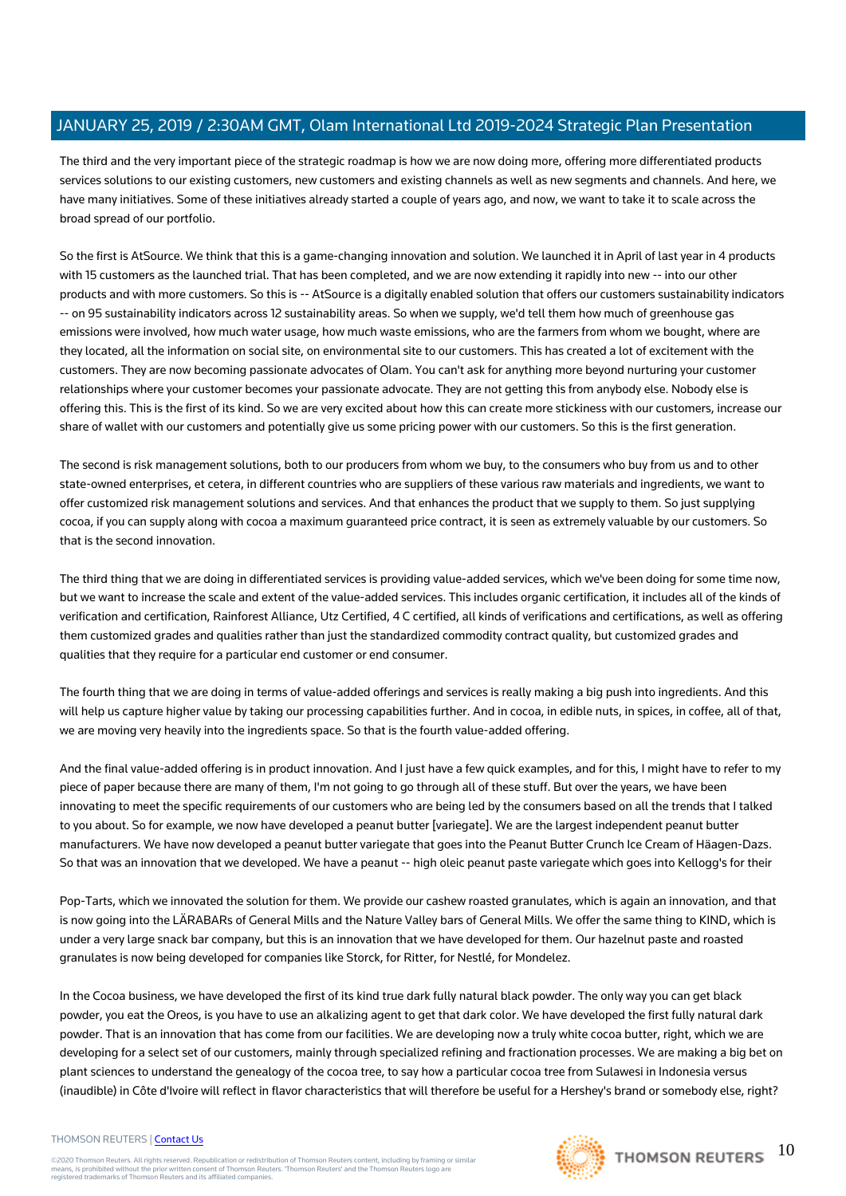The third and the very important piece of the strategic roadmap is how we are now doing more, offering more differentiated products services solutions to our existing customers, new customers and existing channels as well as new segments and channels. And here, we have many initiatives. Some of these initiatives already started a couple of years ago, and now, we want to take it to scale across the broad spread of our portfolio.

So the first is AtSource. We think that this is a game-changing innovation and solution. We launched it in April of last year in 4 products with 15 customers as the launched trial. That has been completed, and we are now extending it rapidly into new -- into our other products and with more customers. So this is -- AtSource is a digitally enabled solution that offers our customers sustainability indicators -- on 95 sustainability indicators across 12 sustainability areas. So when we supply, we'd tell them how much of greenhouse gas emissions were involved, how much water usage, how much waste emissions, who are the farmers from whom we bought, where are they located, all the information on social site, on environmental site to our customers. This has created a lot of excitement with the customers. They are now becoming passionate advocates of Olam. You can't ask for anything more beyond nurturing your customer relationships where your customer becomes your passionate advocate. They are not getting this from anybody else. Nobody else is offering this. This is the first of its kind. So we are very excited about how this can create more stickiness with our customers, increase our share of wallet with our customers and potentially give us some pricing power with our customers. So this is the first generation.

The second is risk management solutions, both to our producers from whom we buy, to the consumers who buy from us and to other state-owned enterprises, et cetera, in different countries who are suppliers of these various raw materials and ingredients, we want to offer customized risk management solutions and services. And that enhances the product that we supply to them. So just supplying cocoa, if you can supply along with cocoa a maximum guaranteed price contract, it is seen as extremely valuable by our customers. So that is the second innovation.

The third thing that we are doing in differentiated services is providing value-added services, which we've been doing for some time now, but we want to increase the scale and extent of the value-added services. This includes organic certification, it includes all of the kinds of verification and certification, Rainforest Alliance, Utz Certified, 4 C certified, all kinds of verifications and certifications, as well as offering them customized grades and qualities rather than just the standardized commodity contract quality, but customized grades and qualities that they require for a particular end customer or end consumer.

The fourth thing that we are doing in terms of value-added offerings and services is really making a big push into ingredients. And this will help us capture higher value by taking our processing capabilities further. And in cocoa, in edible nuts, in spices, in coffee, all of that, we are moving very heavily into the ingredients space. So that is the fourth value-added offering.

And the final value-added offering is in product innovation. And I just have a few quick examples, and for this, I might have to refer to my piece of paper because there are many of them, I'm not going to go through all of these stuff. But over the years, we have been innovating to meet the specific requirements of our customers who are being led by the consumers based on all the trends that I talked to you about. So for example, we now have developed a peanut butter [variegate]. We are the largest independent peanut butter manufacturers. We have now developed a peanut butter variegate that goes into the Peanut Butter Crunch Ice Cream of Häagen-Dazs. So that was an innovation that we developed. We have a peanut -- high oleic peanut paste variegate which goes into Kellogg's for their Pop-Tarts, which we innovated the solution for them. We provide our cashew roasted granulates, which is again an innovation, and that is now going into the LÄRABARs of General Mills and the Nature Valley bars of General Mills. We offer the same thing to KIND, which is under a very large snack bar company, but this is an innovation that we have developed for them. Our hazelnut paste and roasted granulates is now being developed for companies like Storck, for Ritter, for Nestlé, for Mondelez.

In the Cocoa business, we have developed the first of its kind true dark fully natural black powder. The only way you can get black powder, you eat the Oreos, is you have to use an alkalizing agent to get that dark color. We have developed the first fully natural dark powder. That is an innovation that has come from our facilities. We are developing now a truly white cocoa butter, right, which we are developing for a select set of our customers, mainly through specialized refining and fractionation processes. We are making a big bet on plant sciences to understand the genealogy of the cocoa tree, to say how a particular cocoa tree from Sulawesi in Indonesia versus (inaudible) in Côte d'Ivoire will reflect in flavor characteristics that will therefore be useful for a Hershey's brand or somebody else, right?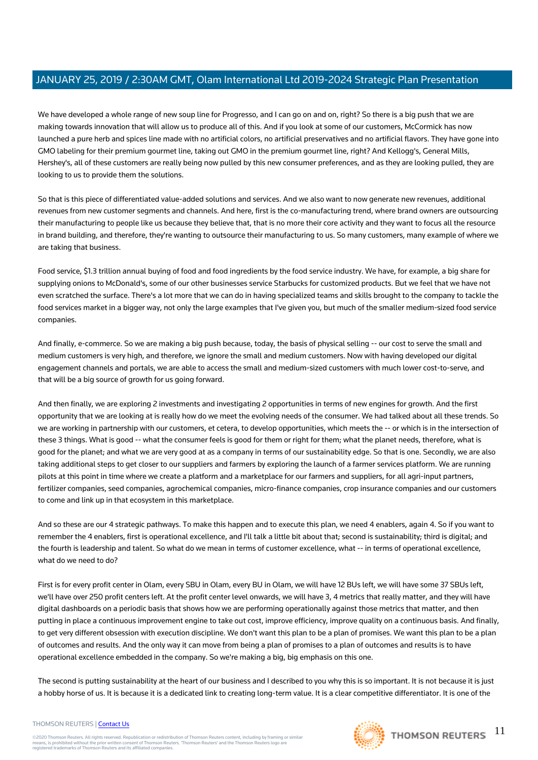We have developed a whole range of new soup line for Progresso, and I can go on and on, right? So there is a big push that we are making towards innovation that will allow us to produce all of this. And if you look at some of our customers, McCormick has now launched a pure herb and spices line made with no artificial colors, no artificial preservatives and no artificial flavors. They have gone into GMO labeling for their premium gourmet line, taking out GMO in the premium gourmet line, right? And Kellogg's, General Mills, Hershey's, all of these customers are really being now pulled by this new consumer preferences, and as they are looking pulled, they are looking to us to provide them the solutions.

So that is this piece of differentiated value-added solutions and services. And we also want to now generate new revenues, additional revenues from new customer segments and channels. And here, first is the co-manufacturing trend, where brand owners are outsourcing their manufacturing to people like us because they believe that, that is no more their core activity and they want to focus all the resource in brand building, and therefore, they're wanting to outsource their manufacturing to us. So many customers, many example of where we are taking that business.

Food service, $1.3 trillion annual buying of food and food ingredients by the food service industry. We have, for example, a big share for supplying onions to McDonald's, some of our other businesses service Starbucks for customized products. But we feel that we have not even scratched the surface. There's a lot more that we can do in having specialized teams and skills brought to the company to tackle the food services market in a bigger way, not only the large examples that I've given you, but much of the smaller medium-sized food service companies.

And finally, e-commerce. So we are making a big push because, today, the basis of physical selling -- our cost to serve the small and medium customers is very high, and therefore, we ignore the small and medium customers. Now with having developed our digital engagement channels and portals, we are able to access the small and medium-sized customers with much lower cost-to-serve, and that will be a big source of growth for us going forward.

And then finally, we are exploring 2 investments and investigating 2 opportunities in terms of new engines for growth. And the first opportunity that we are looking at is really how do we meet the evolving needs of the consumer. We had talked about all these trends. So we are working in partnership with our customers, et cetera, to develop opportunities, which meets the -- or which is in the intersection of these 3 things. What is good -- what the consumer feels is good for them or right for them; what the planet needs, therefore, what is good for the planet; and what we are very good at as a company in terms of our sustainability edge. So that is one. Secondly, we are also taking additional steps to get closer to our suppliers and farmers by exploring the launch of a farmer services platform. We are running pilots at this point in time where we create a platform and a marketplace for our farmers and suppliers, for all agri-input partners, fertilizer companies, seed companies, agrochemical companies, micro-finance companies, crop insurance companies and our customers to come and link up in that ecosystem in this marketplace.

And so these are our 4 strategic pathways. To make this happen and to execute this plan, we need 4 enablers, again 4. So if you want to remember the 4 enablers, first is operational excellence, and I'll talk a little bit about that; second is sustainability; third is digital; and the fourth is leadership and talent. So what do we mean in terms of customer excellence, what -- in terms of operational excellence, what do we need to do?

First is for every profit center in Olam, every SBU in Olam, every BU in Olam, we will have 12 BUs left, we will have some 37 SBUs left, we'll have over 250 profit centers left. At the profit center level onwards, we will have 3, 4 metrics that really matter, and they will have digital dashboards on a periodic basis that shows how we are performing operationally against those metrics that matter, and then putting in place a continuous improvement engine to take out cost, improve efficiency, improve quality on a continuous basis. And finally, to get very different obsession with execution discipline. We don't want this plan to be a plan of promises. We want this plan to be a plan of outcomes and results. And the only way it can move from being a plan of promises to a plan of outcomes and results is to have operational excellence embedded in the company. So we're making a big, big emphasis on this one.

The second is putting sustainability at the heart of our business and I described to you why this is so important. It is not because it is just a hobby horse of us. It is because it is a dedicated link to creating long-term value. It is a clear competitive differentiator. It is one of the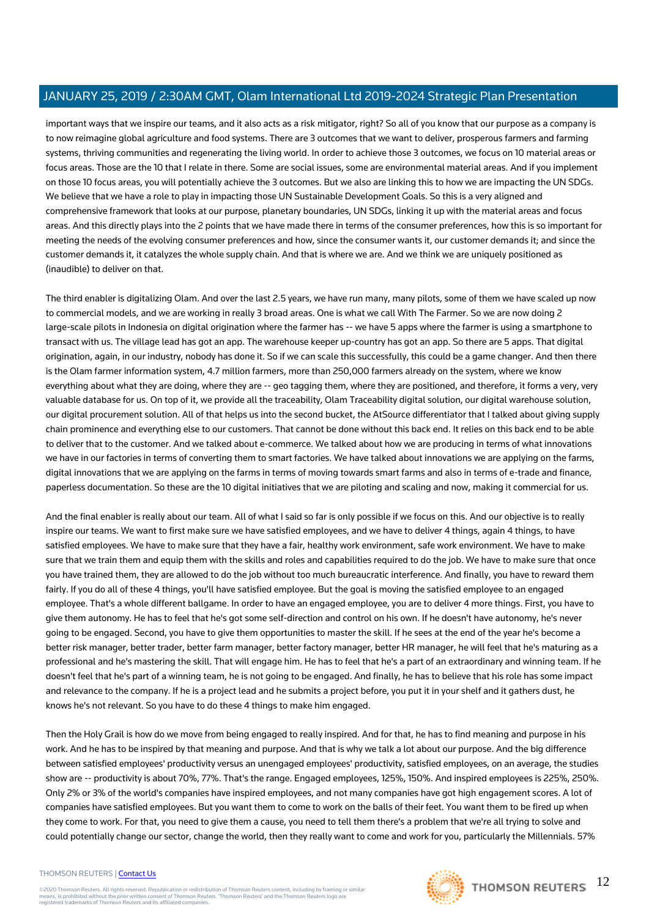important ways that we inspire our teams, and it also acts as a risk mitigator, right? So all of you know that our purpose as a company is to now reimagine global agriculture and food systems. There are 3 outcomes that we want to deliver, prosperous farmers and farming systems, thriving communities and regenerating the living world. In order to achieve those 3 outcomes, we focus on 10 material areas or focus areas. Those are the 10 that I relate in there. Some are social issues, some are environmental material areas. And if you implement on those 10 focus areas, you will potentially achieve the 3 outcomes. But we also are linking this to how we are impacting the UN SDGs. We believe that we have a role to play in impacting those UN Sustainable Development Goals. So this is a very aligned and comprehensive framework that looks at our purpose, planetary boundaries, UN SDGs, linking it up with the material areas and focus areas. And this directly plays into the 2 points that we have made there in terms of the consumer preferences, how this is so important for meeting the needs of the evolving consumer preferences and how, since the consumer wants it, our customer demands it; and since the customer demands it, it catalyzes the whole supply chain. And that is where we are. And we think we are uniquely positioned as (inaudible) to deliver on that.

The third enabler is digitalizing Olam. And over the last 2.5 years, we have run many, many pilots, some of them we have scaled up now to commercial models, and we are working in really 3 broad areas. One is what we call With The Farmer. So we are now doing 2 large-scale pilots in Indonesia on digital origination where the farmer has -- we have 5 apps where the farmer is using a smartphone to transact with us. The village lead has got an app. The warehouse keeper up-country has got an app. So there are 5 apps. That digital origination, again, in our industry, nobody has done it. So if we can scale this successfully, this could be a game changer. And then there is the Olam farmer information system, 4.7 million farmers, more than 250,000 farmers already on the system, where we know everything about what they are doing, where they are -- geo tagging them, where they are positioned, and therefore, it forms a very, very valuable database for us. On top of it, we provide all the traceability, Olam Traceability digital solution, our digital warehouse solution, our digital procurement solution. All of that helps us into the second bucket, the AtSource differentiator that I talked about giving supply chain prominence and everything else to our customers. That cannot be done without this back end. It relies on this back end to be able to deliver that to the customer. And we talked about e-commerce. We talked about how we are producing in terms of what innovations we have in our factories in terms of converting them to smart factories. We have talked about innovations we are applying on the farms, digital innovations that we are applying on the farms in terms of moving towards smart farms and also in terms of e-trade and finance, paperless documentation. So these are the 10 digital initiatives that we are piloting and scaling and now, making it commercial for us.

And the final enabler is really about our team. All of what I said so far is only possible if we focus on this. And our objective is to really inspire our teams. We want to first make sure we have satisfied employees, and we have to deliver 4 things, again 4 things, to have satisfied employees. We have to make sure that they have a fair, healthy work environment, safe work environment. We have to make sure that we train them and equip them with the skills and roles and capabilities required to do the job. We have to make sure that once you have trained them, they are allowed to do the job without too much bureaucratic interference. And finally, you have to reward them fairly. If you do all of these 4 things, you'll have satisfied employee. But the goal is moving the satisfied employee to an engaged employee. That's a whole different ballgame. In order to have an engaged employee, you are to deliver 4 more things. First, you have to give them autonomy. He has to feel that he's got some self-direction and control on his own. If he doesn't have autonomy, he's never going to be engaged. Second, you have to give them opportunities to master the skill. If he sees at the end of the year he's become a better risk manager, better trader, better farm manager, better factory manager, better HR manager, he will feel that he's maturing as a professional and he's mastering the skill. That will engage him. He has to feel that he's a part of an extraordinary and winning team. If he doesn't feel that he's part of a winning team, he is not going to be engaged. And finally, he has to believe that his role has some impact and relevance to the company. If he is a project lead and he submits a project before, you put it in your shelf and it gathers dust, he knows he's not relevant. So you have to do these 4 things to make him engaged.

Then the Holy Grail is how do we move from being engaged to really inspired. And for that, he has to find meaning and purpose in his work. And he has to be inspired by that meaning and purpose. And that is why we talk a lot about our purpose. And the big difference between satisfied employees' productivity versus an unengaged employees' productivity, satisfied employees, on an average, the studies show are -- productivity is about 70%, 77%. That's the range. Engaged employees, 125%, 150%. And inspired employees is 225%, 250%. Only 2% or 3% of the world's companies have inspired employees, and not many companies have got high engagement scores. A lot of companies have satisfied employees. But you want them to come to work on the balls of their feet. You want them to be fired up when they come to work. For that, you need to give them a cause, you need to tell them there's a problem that we're all trying to solve and could potentially change our sector, change the world, then they really want to come and work for you, particularly the Millennials. 57%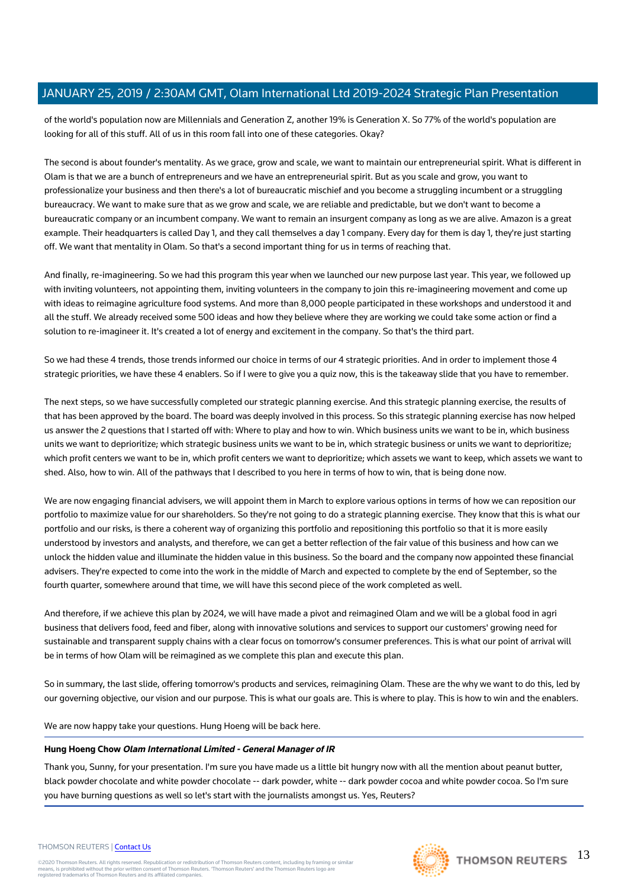of the world's population now are Millennials and Generation Z, another 19% is Generation X. So 77% of the world's population are looking for all of this stuff. All of us in this room fall into one of these categories. Okay?

The second is about founder's mentality. As we grace, grow and scale, we want to maintain our entrepreneurial spirit. What is different in Olam is that we are a bunch of entrepreneurs and we have an entrepreneurial spirit. But as you scale and grow, you want to professionalize your business and then there's a lot of bureaucratic mischief and you become a struggling incumbent or a struggling bureaucracy. We want to make sure that as we grow and scale, we are reliable and predictable, but we don't want to become a bureaucratic company or an incumbent company. We want to remain an insurgent company as long as we are alive. Amazon is a great example. Their headquarters is called Day 1, and they call themselves a day 1 company. Every day for them is day 1, they're just starting off. We want that mentality in Olam. So that's a second important thing for us in terms of reaching that.

And finally, re-imagineering. So we had this program this year when we launched our new purpose last year. This year, we followed up with inviting volunteers, not appointing them, inviting volunteers in the company to join this re-imagineering movement and come up with ideas to reimagine agriculture food systems. And more than 8,000 people participated in these workshops and understood it and all the stuff. We already received some 500 ideas and how they believe where they are working we could take some action or find a solution to re-imagineer it. It's created a lot of energy and excitement in the company. So that's the third part.

So we had these 4 trends, those trends informed our choice in terms of our 4 strategic priorities. And in order to implement those 4 strategic priorities, we have these 4 enablers. So if I were to give you a quiz now, this is the takeaway slide that you have to remember.

The next steps, so we have successfully completed our strategic planning exercise. And this strategic planning exercise, the results of that has been approved by the board. The board was deeply involved in this process. So this strategic planning exercise has now helped us answer the 2 questions that I started off with: Where to play and how to win. Which business units we want to be in, which business units we want to deprioritize; which strategic business units we want to be in, which strategic business or units we want to deprioritize; which profit centers we want to be in, which profit centers we want to deprioritize; which assets we want to keep, which assets we want to shed. Also, how to win. All of the pathways that I described to you here in terms of how to win, that is being done now.

We are now engaging financial advisers, we will appoint them in March to explore various options in terms of how we can reposition our portfolio to maximize value for our shareholders. So they're not going to do a strategic planning exercise. They know that this is what our portfolio and our risks, is there a coherent way of organizing this portfolio and repositioning this portfolio so that it is more easily understood by investors and analysts, and therefore, we can get a better reflection of the fair value of this business and how can we unlock the hidden value and illuminate the hidden value in this business. So the board and the company now appointed these financial advisers. They're expected to come into the work in the middle of March and expected to complete by the end of September, so the fourth quarter, somewhere around that time, we will have this second piece of the work completed as well.

And therefore, if we achieve this plan by 2024, we will have made a pivot and reimagined Olam and we will be a global food in agri business that delivers food, feed and fiber, along with innovative solutions and services to support our customers' growing need for sustainable and transparent supply chains with a clear focus on tomorrow's consumer preferences. This is what our point of arrival will be in terms of how Olam will be reimagined as we complete this plan and execute this plan.

So in summary, the last slide, offering tomorrow's products and services, reimagining Olam. These are the why we want to do this, led by our governing objective, our vision and our purpose. This is what our goals are. This is where to play. This is how to win and the enablers.

We are now happy take your questions. Hung Hoeng will be back here.

---

**Hung Hoeng Chow** ***Olam International Limited - General Manager of IR***

Thank you, Sunny, for your presentation. I'm sure you have made us a little bit hungry now with all the mention about peanut butter, black powder chocolate and white powder chocolate -- dark powder, white -- dark powder cocoa and white powder cocoa. So I'm sure you have burning questions as well so let's start with the journalists amongst us. Yes, Reuters?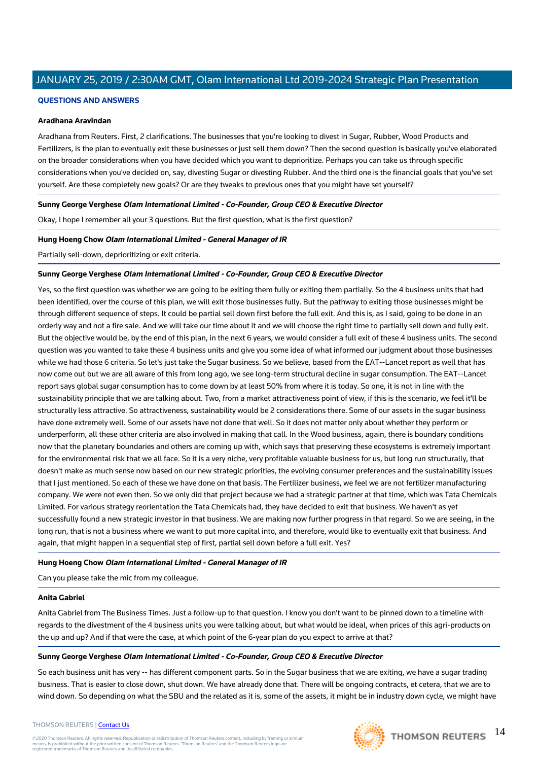## QUESTIONS AND ANSWERS

**Aradhana Aravindan**

Aradhana from Reuters. First, 2 clarifications. The businesses that you're looking to divest in Sugar, Rubber, Wood Products and Fertilizers, is the plan to eventually exit these businesses or just sell them down? Then the second question is basically you've elaborated on the broader considerations when you have decided which you want to deprioritize. Perhaps you can take us through specific considerations when you've decided on, say, divesting Sugar or divesting Rubber. And the third one is the financial goals that you've set yourself. Are these completely new goals? Or are they tweaks to previous ones that you might have set yourself?

**Sunny George Verghese** ***Olam International Limited - Co-Founder, Group CEO & Executive Director***

Okay, I hope I remember all your 3 questions. But the first question, what is the first question?

**Hung Hoeng Chow** ***Olam International Limited - General Manager of IR***

Partially sell-down, deprioritizing or exit criteria.

**Sunny George Verghese** ***Olam International Limited - Co-Founder, Group CEO & Executive Director***

Yes, so the first question was whether we are going to be exiting them fully or exiting them partially. So the 4 business units that had been identified, over the course of this plan, we will exit those businesses fully. But the pathway to exiting those businesses might be through different sequence of steps. It could be partial sell down first before the full exit. And this is, as I said, going to be done in an orderly way and not a fire sale. And we will take our time about it and we will choose the right time to partially sell down and fully exit. But the objective would be, by the end of this plan, in the next 6 years, we would consider a full exit of these 4 business units. The second question was you wanted to take these 4 business units and give you some idea of what informed our judgment about those businesses while we had those 6 criteria. So let's just take the Sugar business. So we believe, based from the EAT--Lancet report as well that has now come out but we are all aware of this from long ago, we see long-term structural decline in sugar consumption. The EAT--Lancet report says global sugar consumption has to come down by at least 50% from where it is today. So one, it is not in line with the sustainability principle that we are talking about. Two, from a market attractiveness point of view, if this is the scenario, we feel it'll be structurally less attractive. So attractiveness, sustainability would be 2 considerations there. Some of our assets in the sugar business have done extremely well. Some of our assets have not done that well. So it does not matter only about whether they perform or underperform, all these other criteria are also involved in making that call. In the Wood business, again, there is boundary conditions now that the planetary boundaries and others are coming up with, which says that preserving these ecosystems is extremely important for the environmental risk that we all face. So it is a very niche, very profitable valuable business for us, but long run structurally, that doesn't make as much sense now based on our new strategic priorities, the evolving consumer preferences and the sustainability issues that I just mentioned. So each of these we have done on that basis. The Fertilizer business, we feel we are not fertilizer manufacturing company. We were not even then. So we only did that project because we had a strategic partner at that time, which was Tata Chemicals Limited. For various strategy reorientation the Tata Chemicals had, they have decided to exit that business. We haven't as yet successfully found a new strategic investor in that business. We are making now further progress in that regard. So we are seeing, in the long run, that is not a business where we want to put more capital into, and therefore, would like to eventually exit that business. And again, that might happen in a sequential step of first, partial sell down before a full exit. Yes?

**Hung Hoeng Chow** ***Olam International Limited - General Manager of IR***

Can you please take the mic from my colleague.

**Anita Gabriel**

Anita Gabriel from The Business Times. Just a follow-up to that question. I know you don't want to be pinned down to a timeline with regards to the divestment of the 4 business units you were talking about, but what would be ideal, when prices of this agri-products on the up and up? And if that were the case, at which point of the 6-year plan do you expect to arrive at that?

**Sunny George Verghese** ***Olam International Limited - Co-Founder, Group CEO & Executive Director***

So each business unit has very -- has different component parts. So in the Sugar business that we are exiting, we have a sugar trading business. That is easier to close down, shut down. We have already done that. There will be ongoing contracts, et cetera, that we are to wind down. So depending on what the SBU and the related as it is, some of the assets, it might be in industry down cycle, we might have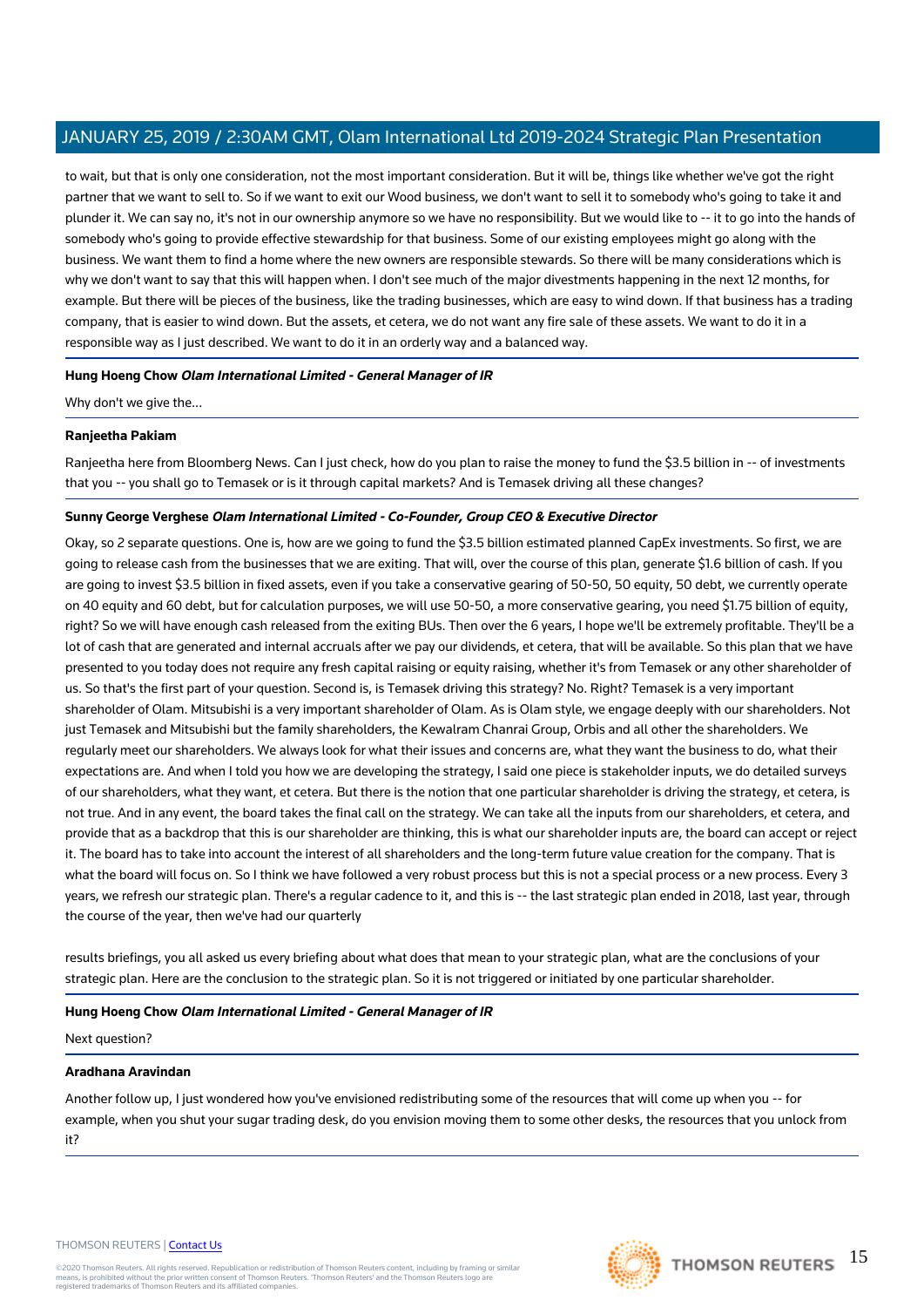to wait, but that is only one consideration, not the most important consideration. But it will be, things like whether we've got the right partner that we want to sell to. So if we want to exit our Wood business, we don't want to sell it to somebody who's going to take it and plunder it. We can say no, it's not in our ownership anymore so we have no responsibility. But we would like to -- it to go into the hands of somebody who's going to provide effective stewardship for that business. Some of our existing employees might go along with the business. We want them to find a home where the new owners are responsible stewards. So there will be many considerations which is why we don't want to say that this will happen when. I don't see much of the major divestments happening in the next 12 months, for example. But there will be pieces of the business, like the trading businesses, which are easy to wind down. If that business has a trading company, that is easier to wind down. But the assets, et cetera, we do not want any fire sale of these assets. We want to do it in a responsible way as I just described. We want to do it in an orderly way and a balanced way.

**Hung Hoeng Chow** ***Olam International Limited - General Manager of IR***

Why don't we give the...

**Ranjeetha Pakiam**

Ranjeetha here from Bloomberg News. Can I just check, how do you plan to raise the money to fund the $3.5 billion in -- of investments that you -- you shall go to Temasek or is it through capital markets? And is Temasek driving all these changes?

**Sunny George Verghese** ***Olam International Limited - Co-Founder, Group CEO & Executive Director***

Okay, so 2 separate questions. One is, how are we going to fund the $3.5 billion estimated planned CapEx investments. So first, we are going to release cash from the businesses that we are exiting. That will, over the course of this plan, generate $1.6 billion of cash. If you are going to invest $3.5 billion in fixed assets, even if you take a conservative gearing of 50-50, 50 equity, 50 debt, we currently operate on 40 equity and 60 debt, but for calculation purposes, we will use 50-50, a more conservative gearing, you need $1.75 billion of equity, right? So we will have enough cash released from the exiting BUs. Then over the 6 years, I hope we'll be extremely profitable. They'll be a lot of cash that are generated and internal accruals after we pay our dividends, et cetera, that will be available. So this plan that we have presented to you today does not require any fresh capital raising or equity raising, whether it's from Temasek or any other shareholder of us. So that's the first part of your question. Second is, is Temasek driving this strategy? No. Right? Temasek is a very important shareholder of Olam. Mitsubishi is a very important shareholder of Olam. As is Olam style, we engage deeply with our shareholders. Not just Temasek and Mitsubishi but the family shareholders, the Kewalram Chanrai Group, Orbis and all other the shareholders. We regularly meet our shareholders. We always look for what their issues and concerns are, what they want the business to do, what their expectations are. And when I told you how we are developing the strategy, I said one piece is stakeholder inputs, we do detailed surveys of our shareholders, what they want, et cetera. But there is the notion that one particular shareholder is driving the strategy, et cetera, is not true. And in any event, the board takes the final call on the strategy. We can take all the inputs from our shareholders, et cetera, and provide that as a backdrop that this is our shareholder are thinking, this is what our shareholder inputs are, the board can accept or reject it. The board has to take into account the interest of all shareholders and the long-term future value creation for the company. That is what the board will focus on. So I think we have followed a very robust process but this is not a special process or a new process. Every 3 years, we refresh our strategic plan. There's a regular cadence to it, and this is -- the last strategic plan ended in 2018, last year, through the course of the year, then we've had our quarterly results briefings, you all asked us every briefing about what does that mean to your strategic plan, what are the conclusions of your strategic plan. Here are the conclusion to the strategic plan. So it is not triggered or initiated by one particular shareholder.

**Hung Hoeng Chow** ***Olam International Limited - General Manager of IR***

Next question?

**Aradhana Aravindan**

Another follow up, I just wondered how you've envisioned redistributing some of the resources that will come up when you -- for example, when you shut your sugar trading desk, do you envision moving them to some other desks, the resources that you unlock from it?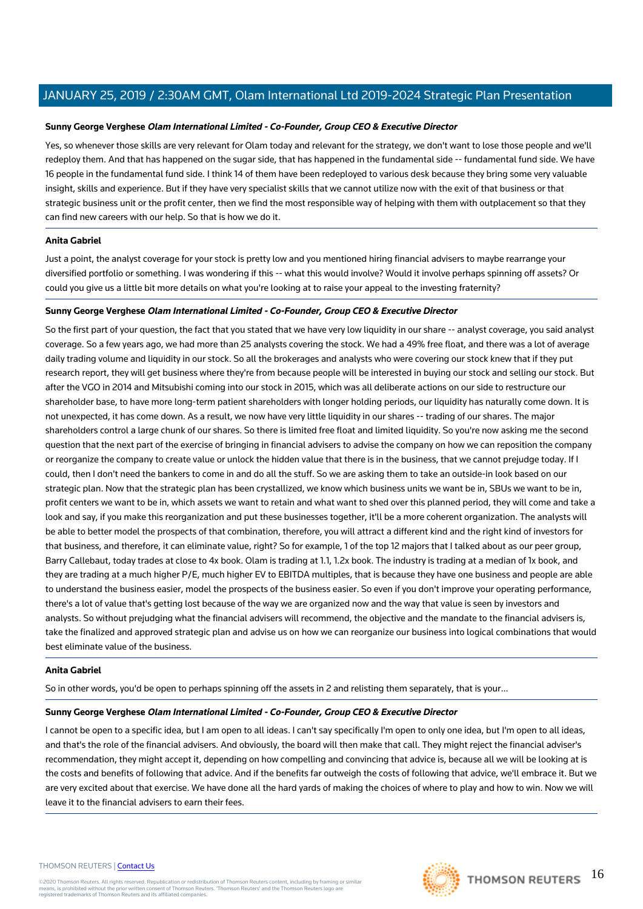**Sunny George Verghese** ***Olam International Limited - Co-Founder, Group CEO & Executive Director***

Yes, so whenever those skills are very relevant for Olam today and relevant for the strategy, we don't want to lose those people and we'll redeploy them. And that has happened on the sugar side, that has happened in the fundamental side -- fundamental fund side. We have 16 people in the fundamental fund side. I think 14 of them have been redeployed to various desk because they bring some very valuable insight, skills and experience. But if they have very specialist skills that we cannot utilize now with the exit of that business or that strategic business unit or the profit center, then we find the most responsible way of helping with them with outplacement so that they can find new careers with our help. So that is how we do it.

**Anita Gabriel**

Just a point, the analyst coverage for your stock is pretty low and you mentioned hiring financial advisers to maybe rearrange your diversified portfolio or something. I was wondering if this -- what this would involve? Would it involve perhaps spinning off assets? Or could you give us a little bit more details on what you're looking at to raise your appeal to the investing fraternity?

**Sunny George Verghese** ***Olam International Limited - Co-Founder, Group CEO & Executive Director***

So the first part of your question, the fact that you stated that we have very low liquidity in our share -- analyst coverage, you said analyst coverage. So a few years ago, we had more than 25 analysts covering the stock. We had a 49% free float, and there was a lot of average daily trading volume and liquidity in our stock. So all the brokerages and analysts who were covering our stock knew that if they put research report, they will get business where they're from because people will be interested in buying our stock and selling our stock. But after the VGO in 2014 and Mitsubishi coming into our stock in 2015, which was all deliberate actions on our side to restructure our shareholder base, to have more long-term patient shareholders with longer holding periods, our liquidity has naturally come down. It is not unexpected, it has come down. As a result, we now have very little liquidity in our shares -- trading of our shares. The major shareholders control a large chunk of our shares. So there is limited free float and limited liquidity. So you're now asking me the second question that the next part of the exercise of bringing in financial advisers to advise the company on how we can reposition the company or reorganize the company to create value or unlock the hidden value that there is in the business, that we cannot prejudge today. If I could, then I don't need the bankers to come in and do all the stuff. So we are asking them to take an outside-in look based on our strategic plan. Now that the strategic plan has been crystallized, we know which business units we want be in, SBUs we want to be in, profit centers we want to be in, which assets we want to retain and what want to shed over this planned period, they will come and take a look and say, if you make this reorganization and put these businesses together, it'll be a more coherent organization. The analysts will be able to better model the prospects of that combination, therefore, you will attract a different kind and the right kind of investors for that business, and therefore, it can eliminate value, right? So for example, 1 of the top 12 majors that I talked about as our peer group, Barry Callebaut, today trades at close to 4x book. Olam is trading at 1.1, 1.2x book. The industry is trading at a median of 1x book, and they are trading at a much higher P/E, much higher EV to EBITDA multiples, that is because they have one business and people are able to understand the business easier, model the prospects of the business easier. So even if you don't improve your operating performance, there's a lot of value that's getting lost because of the way we are organized now and the way that value is seen by investors and analysts. So without prejudging what the financial advisers will recommend, the objective and the mandate to the financial advisers is, take the finalized and approved strategic plan and advise us on how we can reorganize our business into logical combinations that would best eliminate value of the business.

**Anita Gabriel**

So in other words, you'd be open to perhaps spinning off the assets in 2 and relisting them separately, that is your...

**Sunny George Verghese** ***Olam International Limited - Co-Founder, Group CEO & Executive Director***

I cannot be open to a specific idea, but I am open to all ideas. I can't say specifically I'm open to only one idea, but I'm open to all ideas, and that's the role of the financial advisers. And obviously, the board will then make that call. They might reject the financial adviser's recommendation, they might accept it, depending on how compelling and convincing that advice is, because all we will be looking at is the costs and benefits of following that advice. And if the benefits far outweigh the costs of following that advice, we'll embrace it. But we are very excited about that exercise. We have done all the hard yards of making the choices of where to play and how to win. Now we will leave it to the financial advisers to earn their fees.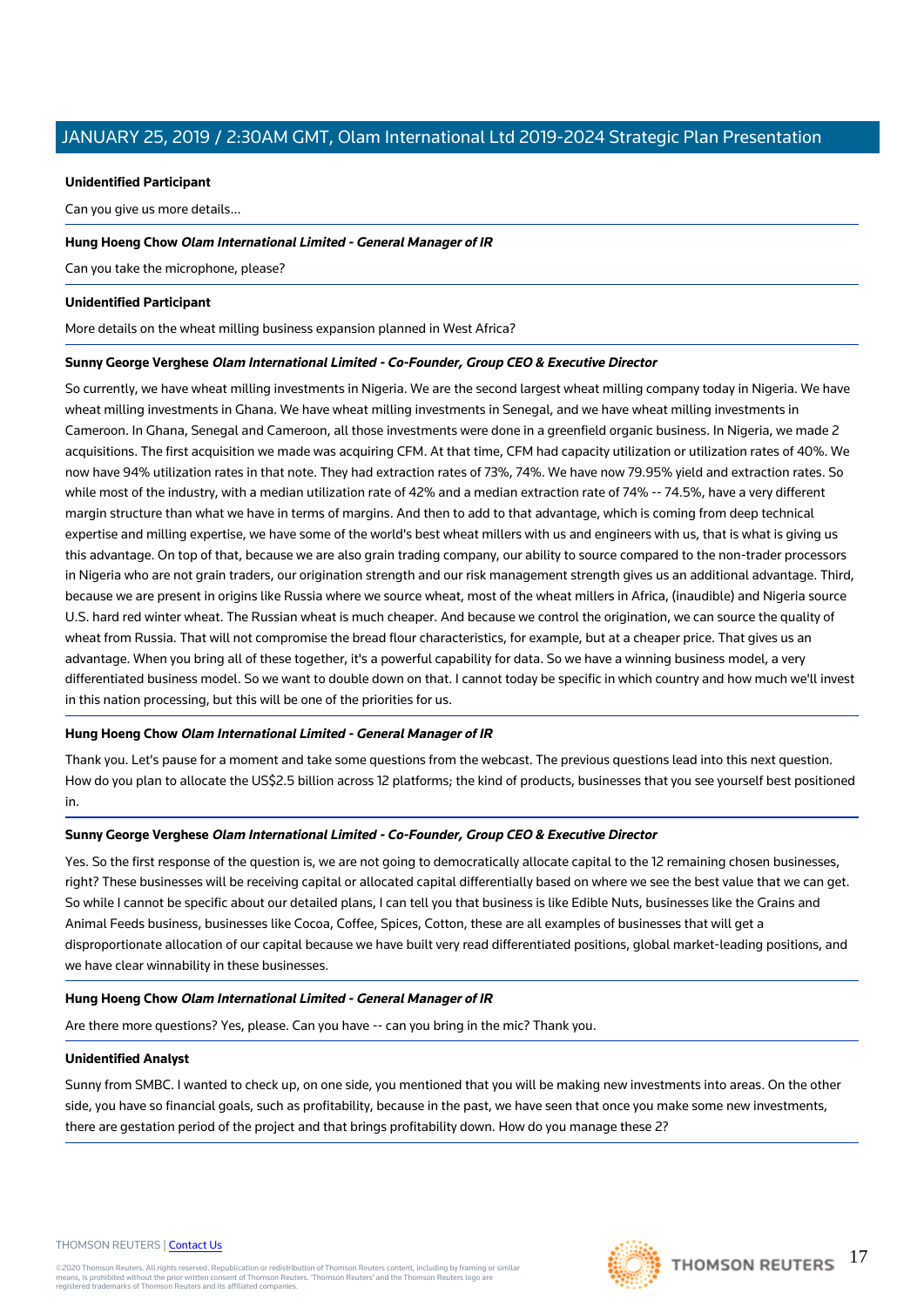**Unidentified Participant**

Can you give us more details...

**Hung Hoeng Chow** ***Olam International Limited - General Manager of IR***

Can you take the microphone, please?

**Unidentified Participant**

More details on the wheat milling business expansion planned in West Africa?

**Sunny George Verghese** ***Olam International Limited - Co-Founder, Group CEO & Executive Director***

So currently, we have wheat milling investments in Nigeria. We are the second largest wheat milling company today in Nigeria. We have wheat milling investments in Ghana. We have wheat milling investments in Senegal, and we have wheat milling investments in Cameroon. In Ghana, Senegal and Cameroon, all those investments were done in a greenfield organic business. In Nigeria, we made 2 acquisitions. The first acquisition we made was acquiring CFM. At that time, CFM had capacity utilization or utilization rates of 40%. We now have 94% utilization rates in that note. They had extraction rates of 73%, 74%. We have now 79.95% yield and extraction rates. So while most of the industry, with a median utilization rate of 42% and a median extraction rate of 74% -- 74.5%, have a very different margin structure than what we have in terms of margins. And then to add to that advantage, which is coming from deep technical expertise and milling expertise, we have some of the world's best wheat millers with us and engineers with us, that is what is giving us this advantage. On top of that, because we are also grain trading company, our ability to source compared to the non-trader processors in Nigeria who are not grain traders, our origination strength and our risk management strength gives us an additional advantage. Third, because we are present in origins like Russia where we source wheat, most of the wheat millers in Africa, (inaudible) and Nigeria source U.S. hard red winter wheat. The Russian wheat is much cheaper. And because we control the origination, we can source the quality of wheat from Russia. That will not compromise the bread flour characteristics, for example, but at a cheaper price. That gives us an advantage. When you bring all of these together, it's a powerful capability for data. So we have a winning business model, a very differentiated business model. So we want to double down on that. I cannot today be specific in which country and how much we'll invest in this nation processing, but this will be one of the priorities for us.

**Hung Hoeng Chow** ***Olam International Limited - General Manager of IR***

Thank you. Let's pause for a moment and take some questions from the webcast. The previous questions lead into this next question. How do you plan to allocate the US$2.5 billion across 12 platforms; the kind of products, businesses that you see yourself best positioned in.

**Sunny George Verghese** ***Olam International Limited - Co-Founder, Group CEO & Executive Director***

Yes. So the first response of the question is, we are not going to democratically allocate capital to the 12 remaining chosen businesses, right? These businesses will be receiving capital or allocated capital differentially based on where we see the best value that we can get. So while I cannot be specific about our detailed plans, I can tell you that business is like Edible Nuts, businesses like the Grains and Animal Feeds business, businesses like Cocoa, Coffee, Spices, Cotton, these are all examples of businesses that will get a disproportionate allocation of our capital because we have built very read differentiated positions, global market-leading positions, and we have clear winnability in these businesses.

**Hung Hoeng Chow** ***Olam International Limited - General Manager of IR***

Are there more questions? Yes, please. Can you have -- can you bring in the mic? Thank you.

**Unidentified Analyst**

Sunny from SMBC. I wanted to check up, on one side, you mentioned that you will be making new investments into areas. On the other side, you have so financial goals, such as profitability, because in the past, we have seen that once you make some new investments, there are gestation period of the project and that brings profitability down. How do you manage these 2?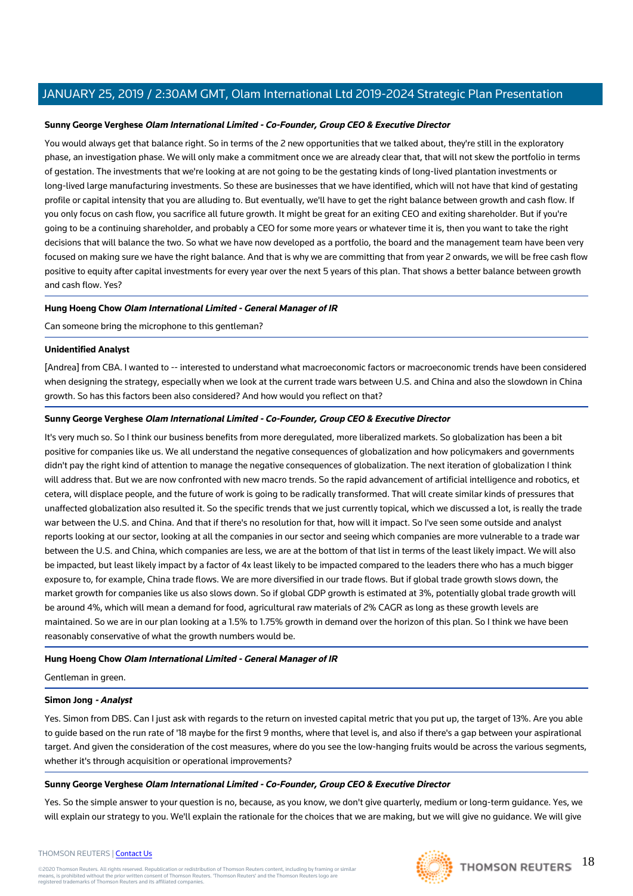**Sunny George Verghese** ***Olam International Limited - Co-Founder, Group CEO & Executive Director***

You would always get that balance right. So in terms of the 2 new opportunities that we talked about, they're still in the exploratory phase, an investigation phase. We will only make a commitment once we are already clear that, that will not skew the portfolio in terms of gestation. The investments that we're looking at are not going to be the gestating kinds of long-lived plantation investments or long-lived large manufacturing investments. So these are businesses that we have identified, which will not have that kind of gestating profile or capital intensity that you are alluding to. But eventually, we'll have to get the right balance between growth and cash flow. If you only focus on cash flow, you sacrifice all future growth. It might be great for an exiting CEO and exiting shareholder. But if you're going to be a continuing shareholder, and probably a CEO for some more years or whatever time it is, then you want to take the right decisions that will balance the two. So what we have now developed as a portfolio, the board and the management team have been very focused on making sure we have the right balance. And that is why we are committing that from year 2 onwards, we will be free cash flow positive to equity after capital investments for every year over the next 5 years of this plan. That shows a better balance between growth and cash flow. Yes?

**Hung Hoeng Chow** ***Olam International Limited - General Manager of IR***

Can someone bring the microphone to this gentleman?

**Unidentified Analyst**

[Andrea] from CBA. I wanted to -- interested to understand what macroeconomic factors or macroeconomic trends have been considered when designing the strategy, especially when we look at the current trade wars between U.S. and China and also the slowdown in China growth. So has this factors been also considered? And how would you reflect on that?

**Sunny George Verghese** ***Olam International Limited - Co-Founder, Group CEO & Executive Director***

It's very much so. So I think our business benefits from more deregulated, more liberalized markets. So globalization has been a bit positive for companies like us. We all understand the negative consequences of globalization and how policymakers and governments didn't pay the right kind of attention to manage the negative consequences of globalization. The next iteration of globalization I think will address that. But we are now confronted with new macro trends. So the rapid advancement of artificial intelligence and robotics, et cetera, will displace people, and the future of work is going to be radically transformed. That will create similar kinds of pressures that unaffected globalization also resulted it. So the specific trends that we just currently topical, which we discussed a lot, is really the trade war between the U.S. and China. And that if there's no resolution for that, how will it impact. So I've seen some outside and analyst reports looking at our sector, looking at all the companies in our sector and seeing which companies are more vulnerable to a trade war between the U.S. and China, which companies are less, we are at the bottom of that list in terms of the least likely impact. We will also be impacted, but least likely impact by a factor of 4x least likely to be impacted compared to the leaders there who has a much bigger exposure to, for example, China trade flows. We are more diversified in our trade flows. But if global trade growth slows down, the market growth for companies like us also slows down. So if global GDP growth is estimated at 3%, potentially global trade growth will be around 4%, which will mean a demand for food, agricultural raw materials of 2% CAGR as long as these growth levels are maintained. So we are in our plan looking at a 1.5% to 1.75% growth in demand over the horizon of this plan. So I think we have been reasonably conservative of what the growth numbers would be.

**Hung Hoeng Chow** ***Olam International Limited - General Manager of IR***

Gentleman in green.

**Simon Jong** ***- Analyst***

Yes. Simon from DBS. Can I just ask with regards to the return on invested capital metric that you put up, the target of 13%. Are you able to guide based on the run rate of '18 maybe for the first 9 months, where that level is, and also if there's a gap between your aspirational target. And given the consideration of the cost measures, where do you see the low-hanging fruits would be across the various segments, whether it's through acquisition or operational improvements?

**Sunny George Verghese** ***Olam International Limited - Co-Founder, Group CEO & Executive Director***

Yes. So the simple answer to your question is no, because, as you know, we don't give quarterly, medium or long-term guidance. Yes, we will explain our strategy to you. We'll explain the rationale for the choices that we are making, but we will give no guidance. We will give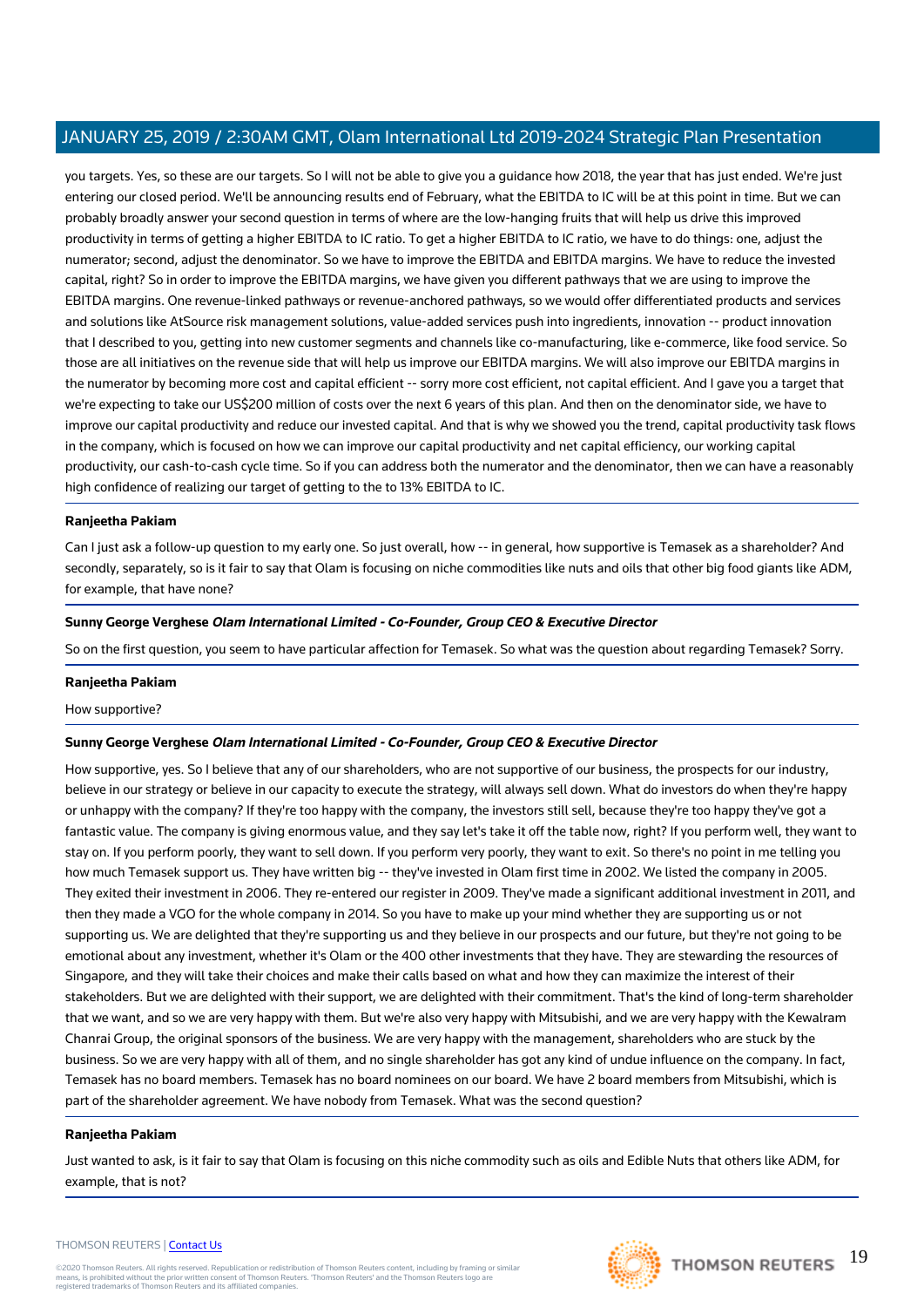you targets. Yes, so these are our targets. So I will not be able to give you a guidance how 2018, the year that has just ended. We're just entering our closed period. We'll be announcing results end of February, what the EBITDA to IC will be at this point in time. But we can probably broadly answer your second question in terms of where are the low-hanging fruits that will help us drive this improved productivity in terms of getting a higher EBITDA to IC ratio. To get a higher EBITDA to IC ratio, we have to do things: one, adjust the numerator; second, adjust the denominator. So we have to improve the EBITDA and EBITDA margins. We have to reduce the invested capital, right? So in order to improve the EBITDA margins, we have given you different pathways that we are using to improve the EBITDA margins. One revenue-linked pathways or revenue-anchored pathways, so we would offer differentiated products and services and solutions like AtSource risk management solutions, value-added services push into ingredients, innovation -- product innovation that I described to you, getting into new customer segments and channels like co-manufacturing, like e-commerce, like food service. So those are all initiatives on the revenue side that will help us improve our EBITDA margins. We will also improve our EBITDA margins in the numerator by becoming more cost and capital efficient -- sorry more cost efficient, not capital efficient. And I gave you a target that we're expecting to take our US$200 million of costs over the next 6 years of this plan. And then on the denominator side, we have to improve our capital productivity and reduce our invested capital. And that is why we showed you the trend, capital productivity task flows in the company, which is focused on how we can improve our capital productivity and net capital efficiency, our working capital productivity, our cash-to-cash cycle time. So if you can address both the numerator and the denominator, then we can have a reasonably high confidence of realizing our target of getting to the to 13% EBITDA to IC.

---

**Ranjeetha Pakiam**

Can I just ask a follow-up question to my early one. So just overall, how -- in general, how supportive is Temasek as a shareholder? And secondly, separately, so is it fair to say that Olam is focusing on niche commodities like nuts and oils that other big food giants like ADM, for example, that have none?

---

**Sunny George Verghese** *Olam International Limited - Co-Founder, Group CEO & Executive Director*

So on the first question, you seem to have particular affection for Temasek. So what was the question about regarding Temasek? Sorry.

---

**Ranjeetha Pakiam**

How supportive?

---

**Sunny George Verghese** *Olam International Limited - Co-Founder, Group CEO & Executive Director*

How supportive, yes. So I believe that any of our shareholders, who are not supportive of our business, the prospects for our industry, believe in our strategy or believe in our capacity to execute the strategy, will always sell down. What do investors do when they're happy or unhappy with the company? If they're too happy with the company, the investors still sell, because they're too happy they've got a fantastic value. The company is giving enormous value, and they say let's take it off the table now, right? If you perform well, they want to stay on. If you perform poorly, they want to sell down. If you perform very poorly, they want to exit. So there's no point in me telling you how much Temasek support us. They have written big -- they've invested in Olam first time in 2002. We listed the company in 2005. They exited their investment in 2006. They re-entered our register in 2009. They've made a significant additional investment in 2011, and then they made a VGO for the whole company in 2014. So you have to make up your mind whether they are supporting us or not supporting us. We are delighted that they're supporting us and they believe in our prospects and our future, but they're not going to be emotional about any investment, whether it's Olam or the 400 other investments that they have. They are stewarding the resources of Singapore, and they will take their choices and make their calls based on what and how they can maximize the interest of their stakeholders. But we are delighted with their support, we are delighted with their commitment. That's the kind of long-term shareholder that we want, and so we are very happy with them. But we're also very happy with Mitsubishi, and we are very happy with the Kewalram Chanrai Group, the original sponsors of the business. We are very happy with the management, shareholders who are stuck by the business. So we are very happy with all of them, and no single shareholder has got any kind of undue influence on the company. In fact, Temasek has no board members. Temasek has no board nominees on our board. We have 2 board members from Mitsubishi, which is part of the shareholder agreement. We have nobody from Temasek. What was the second question?

---

**Ranjeetha Pakiam**

Just wanted to ask, is it fair to say that Olam is focusing on this niche commodity such as oils and Edible Nuts that others like ADM, for example, that is not?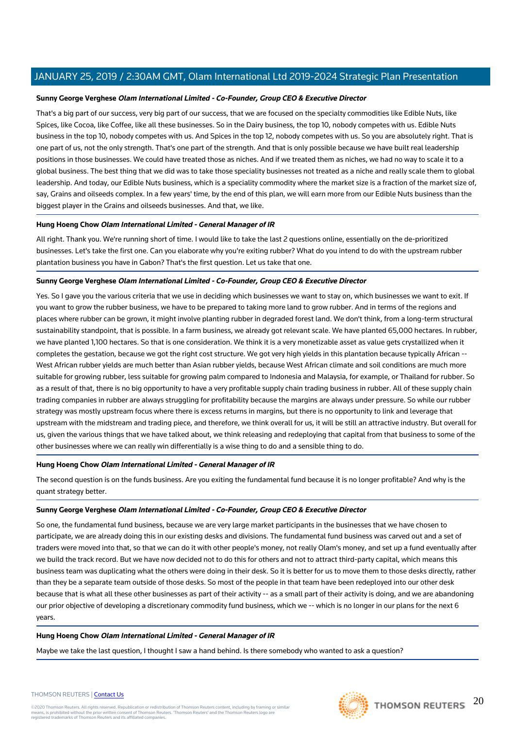**Sunny George Verghese** ***Olam International Limited - Co-Founder, Group CEO & Executive Director***

That's a big part of our success, very big part of our success, that we are focused on the specialty commodities like Edible Nuts, like Spices, like Cocoa, like Coffee, like all these businesses. So in the Dairy business, the top 10, nobody competes with us. Edible Nuts business in the top 10, nobody competes with us. And Spices in the top 12, nobody competes with us. So you are absolutely right. That is one part of us, not the only strength. That's one part of the strength. And that is only possible because we have built real leadership positions in those businesses. We could have treated those as niches. And if we treated them as niches, we had no way to scale it to a global business. The best thing that we did was to take those speciality businesses not treated as a niche and really scale them to global leadership. And today, our Edible Nuts business, which is a speciality commodity where the market size is a fraction of the market size of, say, Grains and oilseeds complex. In a few years' time, by the end of this plan, we will earn more from our Edible Nuts business than the biggest player in the Grains and oilseeds businesses. And that, we like.

**Hung Hoeng Chow** ***Olam International Limited - General Manager of IR***

All right. Thank you. We're running short of time. I would like to take the last 2 questions online, essentially on the de-prioritized businesses. Let's take the first one. Can you elaborate why you're exiting rubber? What do you intend to do with the upstream rubber plantation business you have in Gabon? That's the first question. Let us take that one.

**Sunny George Verghese** ***Olam International Limited - Co-Founder, Group CEO & Executive Director***

Yes. So I gave you the various criteria that we use in deciding which businesses we want to stay on, which businesses we want to exit. If you want to grow the rubber business, we have to be prepared to taking more land to grow rubber. And in terms of the regions and places where rubber can be grown, it might involve planting rubber in degraded forest land. We don't think, from a long-term structural sustainability standpoint, that is possible. In a farm business, we already got relevant scale. We have planted 65,000 hectares. In rubber, we have planted 1,100 hectares. So that is one consideration. We think it is a very monetizable asset as value gets crystallized when it completes the gestation, because we got the right cost structure. We got very high yields in this plantation because typically African -- West African rubber yields are much better than Asian rubber yields, because West African climate and soil conditions are much more suitable for growing rubber, less suitable for growing palm compared to Indonesia and Malaysia, for example, or Thailand for rubber. So as a result of that, there is no big opportunity to have a very profitable supply chain trading business in rubber. All of these supply chain trading companies in rubber are always struggling for profitability because the margins are always under pressure. So while our rubber strategy was mostly upstream focus where there is excess returns in margins, but there is no opportunity to link and leverage that upstream with the midstream and trading piece, and therefore, we think overall for us, it will be still an attractive industry. But overall for us, given the various things that we have talked about, we think releasing and redeploying that capital from that business to some of the other businesses where we can really win differentially is a wise thing to do and a sensible thing to do.

**Hung Hoeng Chow** ***Olam International Limited - General Manager of IR***

The second question is on the funds business. Are you exiting the fundamental fund because it is no longer profitable? And why is the quant strategy better.

**Sunny George Verghese** ***Olam International Limited - Co-Founder, Group CEO & Executive Director***

So one, the fundamental fund business, because we are very large market participants in the businesses that we have chosen to participate, we are already doing this in our existing desks and divisions. The fundamental fund business was carved out and a set of traders were moved into that, so that we can do it with other people's money, not really Olam's money, and set up a fund eventually after we build the track record. But we have now decided not to do this for others and not to attract third-party capital, which means this business team was duplicating what the others were doing in their desk. So it is better for us to move them to those desks directly, rather than they be a separate team outside of those desks. So most of the people in that team have been redeployed into our other desk because that is what all these other businesses as part of their activity -- as a small part of their activity is doing, and we are abandoning our prior objective of developing a discretionary commodity fund business, which we -- which is no longer in our plans for the next 6 years.

**Hung Hoeng Chow** ***Olam International Limited - General Manager of IR***

Maybe we take the last question, I thought I saw a hand behind. Is there somebody who wanted to ask a question?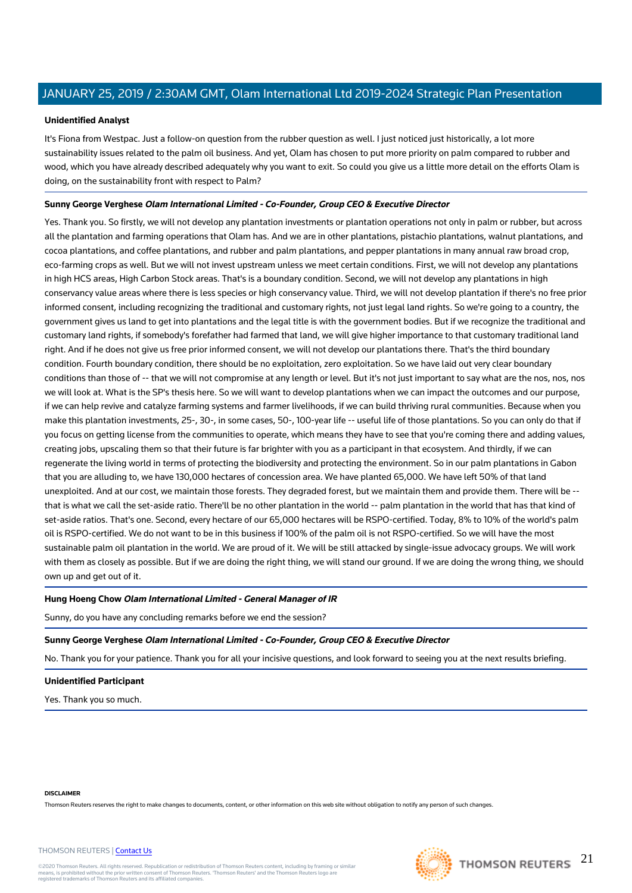**Unidentified Analyst**

It's Fiona from Westpac. Just a follow-on question from the rubber question as well. I just noticed just historically, a lot more sustainability issues related to the palm oil business. And yet, Olam has chosen to put more priority on palm compared to rubber and wood, which you have already described adequately why you want to exit. So could you give us a little more detail on the efforts Olam is doing, on the sustainability front with respect to Palm?

---

**Sunny George Verghese** ***Olam International Limited - Co-Founder, Group CEO & Executive Director***

Yes. Thank you. So firstly, we will not develop any plantation investments or plantation operations not only in palm or rubber, but across all the plantation and farming operations that Olam has. And we are in other plantations, pistachio plantations, walnut plantations, and cocoa plantations, and coffee plantations, and rubber and palm plantations, and pepper plantations in many annual raw broad crop, eco-farming crops as well. But we will not invest upstream unless we meet certain conditions. First, we will not develop any plantations in high HCS areas, High Carbon Stock areas. That's is a boundary condition. Second, we will not develop any plantations in high conservancy value areas where there is less species or high conservancy value. Third, we will not develop plantation if there's no free prior informed consent, including recognizing the traditional and customary rights, not just legal land rights. So we're going to a country, the government gives us land to get into plantations and the legal title is with the government bodies. But if we recognize the traditional and customary land rights, if somebody's forefather had farmed that land, we will give higher importance to that customary traditional land right. And if he does not give us free prior informed consent, we will not develop our plantations there. That's the third boundary condition. Fourth boundary condition, there should be no exploitation, zero exploitation. So we have laid out very clear boundary conditions than those of -- that we will not compromise at any length or level. But it's not just important to say what are the nos, nos, nos we will look at. What is the SP's thesis here. So we will want to develop plantations when we can impact the outcomes and our purpose, if we can help revive and catalyze farming systems and farmer livelihoods, if we can build thriving rural communities. Because when you make this plantation investments, 25-, 30-, in some cases, 50-, 100-year life -- useful life of those plantations. So you can only do that if you focus on getting license from the communities to operate, which means they have to see that you're coming there and adding values, creating jobs, upscaling them so that their future is far brighter with you as a participant in that ecosystem. And thirdly, if we can regenerate the living world in terms of protecting the biodiversity and protecting the environment. So in our palm plantations in Gabon that you are alluding to, we have 130,000 hectares of concession area. We have planted 65,000. We have left 50% of that land unexploited. And at our cost, we maintain those forests. They degraded forest, but we maintain them and provide them. There will be -- that is what we call the set-aside ratio. There'll be no other plantation in the world -- palm plantation in the world that has that kind of set-aside ratios. That's one. Second, every hectare of our 65,000 hectares will be RSPO-certified. Today, 8% to 10% of the world's palm oil is RSPO-certified. We do not want to be in this business if 100% of the palm oil is not RSPO-certified. So we will have the most sustainable palm oil plantation in the world. We are proud of it. We will be still attacked by single-issue advocacy groups. We will work with them as closely as possible. But if we are doing the right thing, we will stand our ground. If we are doing the wrong thing, we should own up and get out of it.

---

**Hung Hoeng Chow** ***Olam International Limited - General Manager of IR***

Sunny, do you have any concluding remarks before we end the session?

---

**Sunny George Verghese** ***Olam International Limited - Co-Founder, Group CEO & Executive Director***

No. Thank you for your patience. Thank you for all your incisive questions, and look forward to seeing you at the next results briefing.

---

**Unidentified Participant**

Yes. Thank you so much.

---

**DISCLAIMER**

Thomson Reuters reserves the right to make changes to documents, content, or other information on this web site without obligation to notify any person of such changes.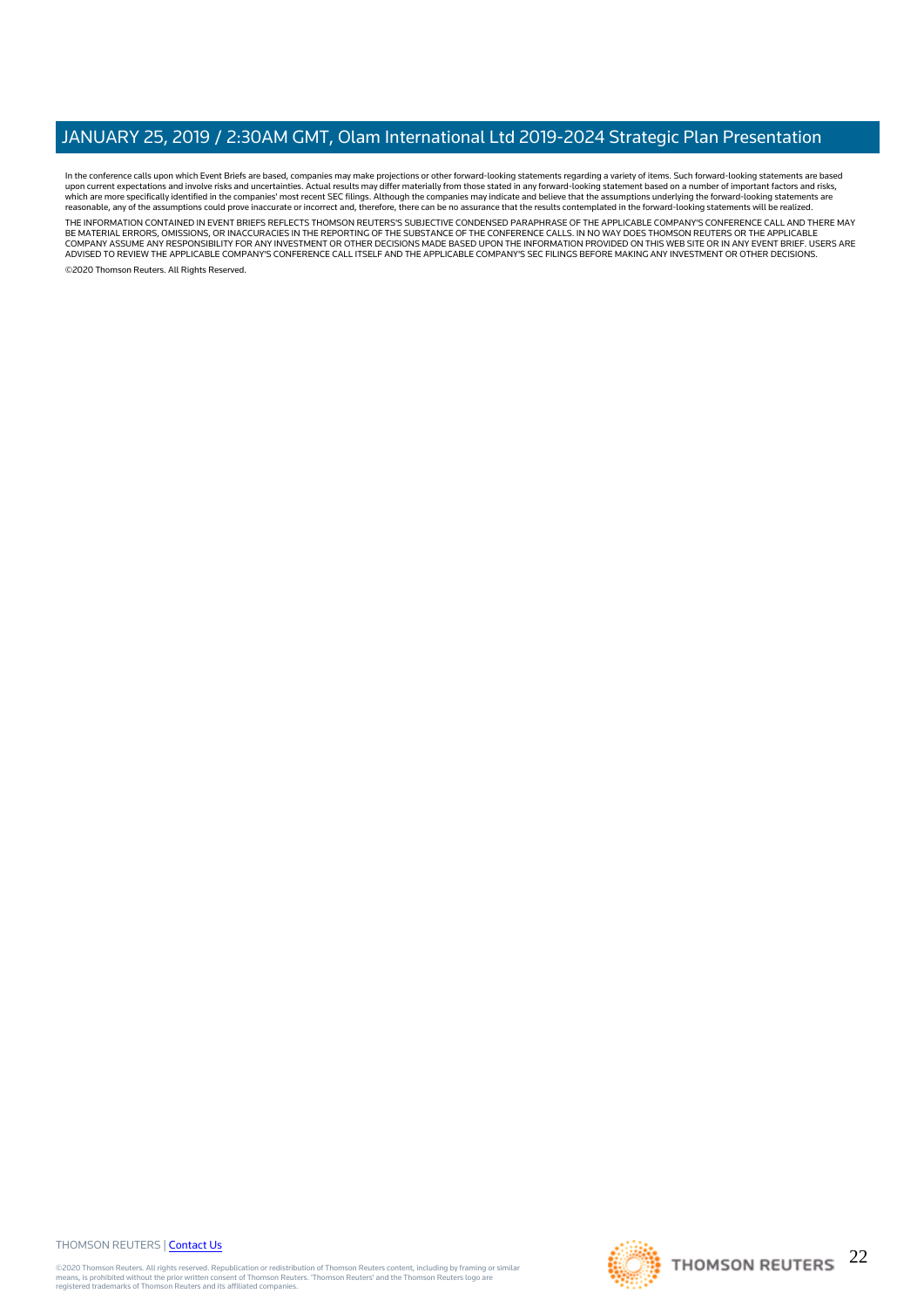In the conference calls upon which Event Briefs are based, companies may make projections or other forward-looking statements regarding a variety of items. Such forward-looking statements are based upon current expectations and involve risks and uncertainties. Actual results may differ materially from those stated in any forward-looking statement based on a number of important factors and risks, which are more specifically identified in the companies' most recent SEC filings. Although the companies may indicate and believe that the assumptions underlying the forward-looking statements are reasonable, any of the assumptions could prove inaccurate or incorrect and, therefore, there can be no assurance that the results contemplated in the forward-looking statements will be realized.

THE INFORMATION CONTAINED IN EVENT BRIEFS REFLECTS THOMSON REUTERS'S SUBJECTIVE CONDENSED PARAPHRASE OF THE APPLICABLE COMPANY'S CONFERENCE CALL AND THERE MAY BE MATERIAL ERRORS, OMISSIONS, OR INACCURACIES IN THE REPORTING OF THE SUBSTANCE OF THE CONFERENCE CALLS. IN NO WAY DOES THOMSON REUTERS OR THE APPLICABLE COMPANY ASSUME ANY RESPONSIBILITY FOR ANY INVESTMENT OR OTHER DECISIONS MADE BASED UPON THE INFORMATION PROVIDED ON THIS WEB SITE OR IN ANY EVENT BRIEF. USERS ARE ADVISED TO REVIEW THE APPLICABLE COMPANY'S CONFERENCE CALL ITSELF AND THE APPLICABLE COMPANY'S SEC FILINGS BEFORE MAKING ANY INVESTMENT OR OTHER DECISIONS.

©2020 Thomson Reuters. All Rights Reserved.